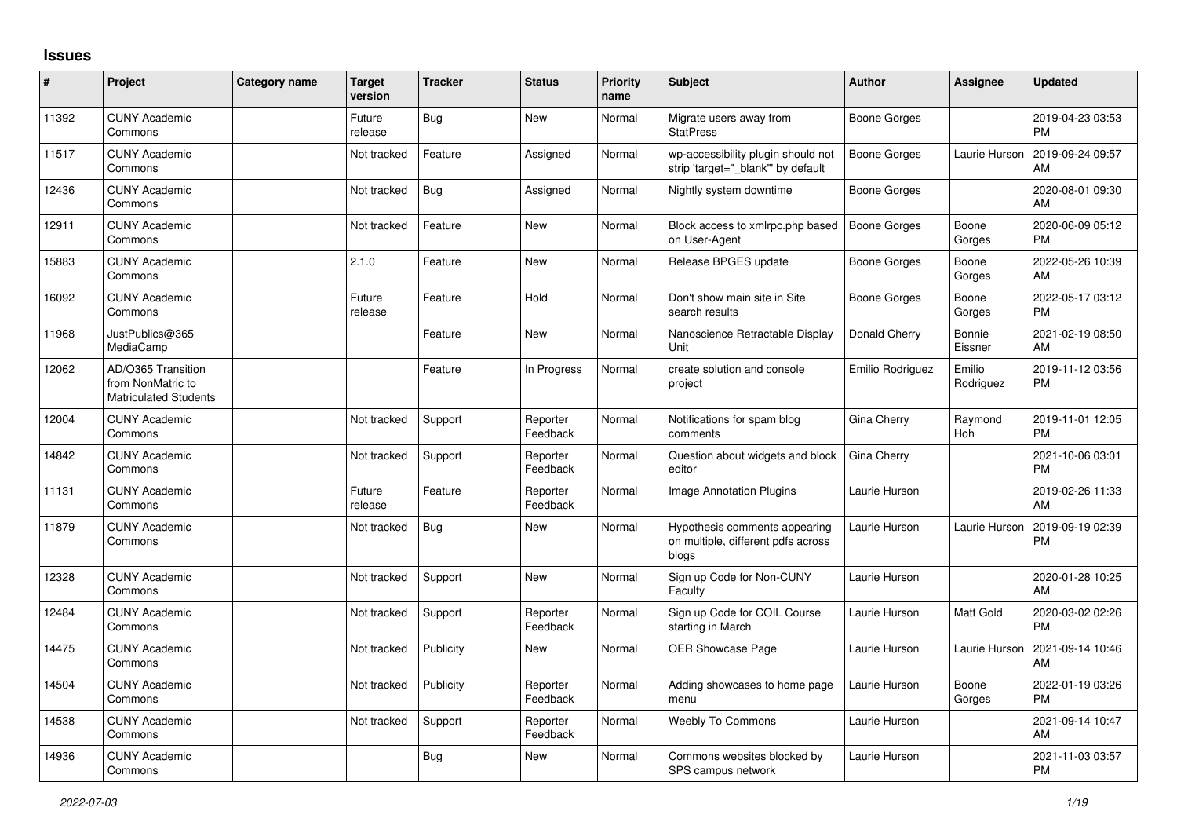## Issues

| # | Project | Category name | Target version | Tracker | Status | Priority name | Subject | Author | Assignee | Updated |
|---|---|---|---|---|---|---|---|---|---|---|
| 11392 | CUNY Academic Commons | | Future release | Bug | New | Normal | Migrate users away from StatPress | Boone Gorges | | 2019-04-23 03:53 PM |
| 11517 | CUNY Academic Commons | | Not tracked | Feature | Assigned | Normal | wp-accessibility plugin should not strip 'target="_blank"' by default | Boone Gorges | Laurie Hurson | 2019-09-24 09:57 AM |
| 12436 | CUNY Academic Commons | | Not tracked | Bug | Assigned | Normal | Nightly system downtime | Boone Gorges | | 2020-08-01 09:30 AM |
| 12911 | CUNY Academic Commons | | Not tracked | Feature | New | Normal | Block access to xmlrpc.php based on User-Agent | Boone Gorges | Boone Gorges | 2020-06-09 05:12 PM |
| 15883 | CUNY Academic Commons | | 2.1.0 | Feature | New | Normal | Release BPGES update | Boone Gorges | Boone Gorges | 2022-05-26 10:39 AM |
| 16092 | CUNY Academic Commons | | Future release | Feature | Hold | Normal | Don't show main site in Site search results | Boone Gorges | Boone Gorges | 2022-05-17 03:12 PM |
| 11968 | JustPublics@365 MediaCamp | | | Feature | New | Normal | Nanoscience Retractable Display Unit | Donald Cherry | Bonnie Eissner | 2021-02-19 08:50 AM |
| 12062 | AD/O365 Transition from NonMatric to Matriculated Students | | | Feature | In Progress | Normal | create solution and console project | Emilio Rodriguez | Emilio Rodriguez | 2019-11-12 03:56 PM |
| 12004 | CUNY Academic Commons | | Not tracked | Support | Reporter Feedback | Normal | Notifications for spam blog comments | Gina Cherry | Raymond Hoh | 2019-11-01 12:05 PM |
| 14842 | CUNY Academic Commons | | Not tracked | Support | Reporter Feedback | Normal | Question about widgets and block editor | Gina Cherry | | 2021-10-06 03:01 PM |
| 11131 | CUNY Academic Commons | | Future release | Feature | Reporter Feedback | Normal | Image Annotation Plugins | Laurie Hurson | | 2019-02-26 11:33 AM |
| 11879 | CUNY Academic Commons | | Not tracked | Bug | New | Normal | Hypothesis comments appearing on multiple, different pdfs across blogs | Laurie Hurson | Laurie Hurson | 2019-09-19 02:39 PM |
| 12328 | CUNY Academic Commons | | Not tracked | Support | New | Normal | Sign up Code for Non-CUNY Faculty | Laurie Hurson | | 2020-01-28 10:25 AM |
| 12484 | CUNY Academic Commons | | Not tracked | Support | Reporter Feedback | Normal | Sign up Code for COIL Course starting in March | Laurie Hurson | Matt Gold | 2020-03-02 02:26 PM |
| 14475 | CUNY Academic Commons | | Not tracked | Publicity | New | Normal | OER Showcase Page | Laurie Hurson | Laurie Hurson | 2021-09-14 10:46 AM |
| 14504 | CUNY Academic Commons | | Not tracked | Publicity | Reporter Feedback | Normal | Adding showcases to home page menu | Laurie Hurson | Boone Gorges | 2022-01-19 03:26 PM |
| 14538 | CUNY Academic Commons | | Not tracked | Support | Reporter Feedback | Normal | Weebly To Commons | Laurie Hurson | | 2021-09-14 10:47 AM |
| 14936 | CUNY Academic Commons | | | Bug | New | Normal | Commons websites blocked by SPS campus network | Laurie Hurson | | 2021-11-03 03:57 PM |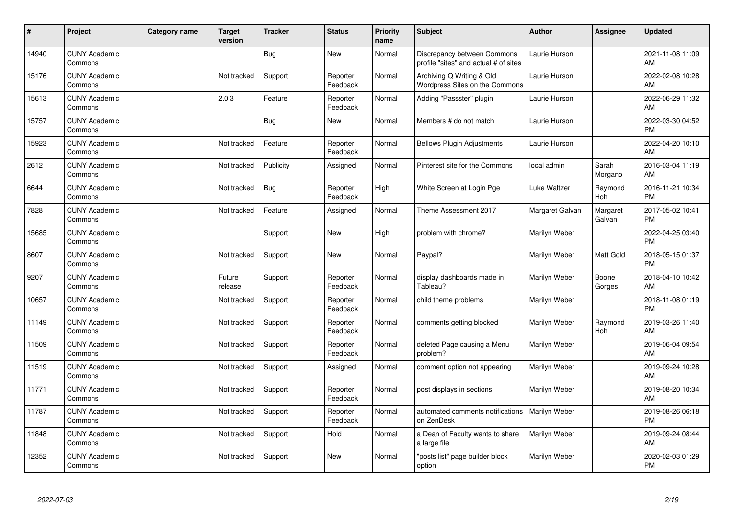| # | Project | Category name | Target version | Tracker | Status | Priority name | Subject | Author | Assignee | Updated |
|---|---|---|---|---|---|---|---|---|---|---|
| 14940 | CUNY Academic Commons | | | Bug | New | Normal | Discrepancy between Commons profile "sites" and actual # of sites | Laurie Hurson | | 2021-11-08 11:09 AM |
| 15176 | CUNY Academic Commons | | Not tracked | Support | Reporter Feedback | Normal | Archiving Q Writing & Old Wordpress Sites on the Commons | Laurie Hurson | | 2022-02-08 10:28 AM |
| 15613 | CUNY Academic Commons | | 2.0.3 | Feature | Reporter Feedback | Normal | Adding "Passster" plugin | Laurie Hurson | | 2022-06-29 11:32 AM |
| 15757 | CUNY Academic Commons | | | Bug | New | Normal | Members # do not match | Laurie Hurson | | 2022-03-30 04:52 PM |
| 15923 | CUNY Academic Commons | | Not tracked | Feature | Reporter Feedback | Normal | Bellows Plugin Adjustments | Laurie Hurson | | 2022-04-20 10:10 AM |
| 2612 | CUNY Academic Commons | | Not tracked | Publicity | Assigned | Normal | Pinterest site for the Commons | local admin | Sarah Morgano | 2016-03-04 11:19 AM |
| 6644 | CUNY Academic Commons | | Not tracked | Bug | Reporter Feedback | High | White Screen at Login Pge | Luke Waltzer | Raymond Hoh | 2016-11-21 10:34 PM |
| 7828 | CUNY Academic Commons | | Not tracked | Feature | Assigned | Normal | Theme Assessment 2017 | Margaret Galvan | Margaret Galvan | 2017-05-02 10:41 PM |
| 15685 | CUNY Academic Commons | | | Support | New | High | problem with chrome? | Marilyn Weber | | 2022-04-25 03:40 PM |
| 8607 | CUNY Academic Commons | | Not tracked | Support | New | Normal | Paypal? | Marilyn Weber | Matt Gold | 2018-05-15 01:37 PM |
| 9207 | CUNY Academic Commons | | Future release | Support | Reporter Feedback | Normal | display dashboards made in Tableau? | Marilyn Weber | Boone Gorges | 2018-04-10 10:42 AM |
| 10657 | CUNY Academic Commons | | Not tracked | Support | Reporter Feedback | Normal | child theme problems | Marilyn Weber | | 2018-11-08 01:19 PM |
| 11149 | CUNY Academic Commons | | Not tracked | Support | Reporter Feedback | Normal | comments getting blocked | Marilyn Weber | Raymond Hoh | 2019-03-26 11:40 AM |
| 11509 | CUNY Academic Commons | | Not tracked | Support | Reporter Feedback | Normal | deleted Page causing a Menu problem? | Marilyn Weber | | 2019-06-04 09:54 AM |
| 11519 | CUNY Academic Commons | | Not tracked | Support | Assigned | Normal | comment option not appearing | Marilyn Weber | | 2019-09-24 10:28 AM |
| 11771 | CUNY Academic Commons | | Not tracked | Support | Reporter Feedback | Normal | post displays in sections | Marilyn Weber | | 2019-08-20 10:34 AM |
| 11787 | CUNY Academic Commons | | Not tracked | Support | Reporter Feedback | Normal | automated comments notifications on ZenDesk | Marilyn Weber | | 2019-08-26 06:18 PM |
| 11848 | CUNY Academic Commons | | Not tracked | Support | Hold | Normal | a Dean of Faculty wants to share a large file | Marilyn Weber | | 2019-09-24 08:44 AM |
| 12352 | CUNY Academic Commons | | Not tracked | Support | New | Normal | "posts list" page builder block option | Marilyn Weber | | 2020-02-03 01:29 PM |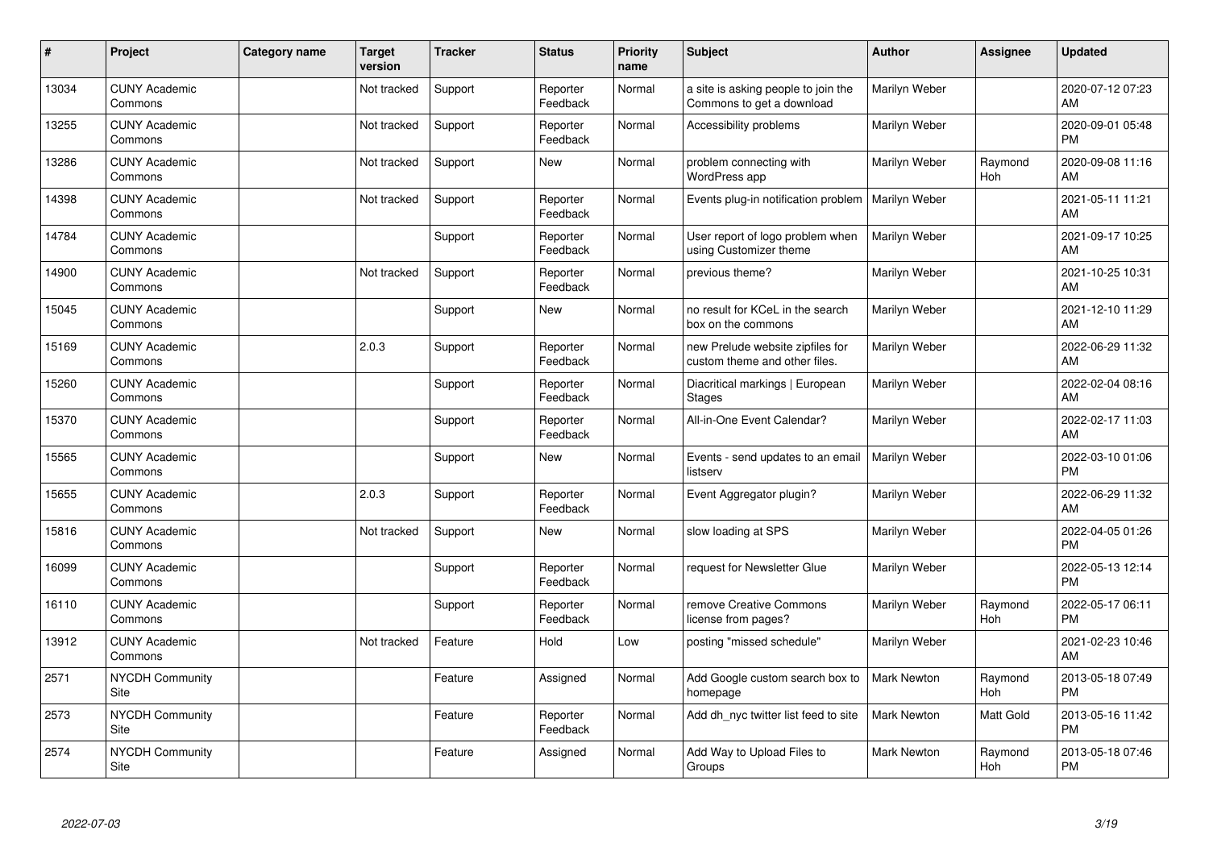| # | Project | Category name | Target version | Tracker | Status | Priority name | Subject | Author | Assignee | Updated |
|---|---|---|---|---|---|---|---|---|---|---|
| 13034 | CUNY Academic Commons | | Not tracked | Support | Reporter Feedback | Normal | a site is asking people to join the Commons to get a download | Marilyn Weber | | 2020-07-12 07:23 AM |
| 13255 | CUNY Academic Commons | | Not tracked | Support | Reporter Feedback | Normal | Accessibility problems | Marilyn Weber | | 2020-09-01 05:48 PM |
| 13286 | CUNY Academic Commons | | Not tracked | Support | New | Normal | problem connecting with WordPress app | Marilyn Weber | Raymond Hoh | 2020-09-08 11:16 AM |
| 14398 | CUNY Academic Commons | | Not tracked | Support | Reporter Feedback | Normal | Events plug-in notification problem | Marilyn Weber | | 2021-05-11 11:21 AM |
| 14784 | CUNY Academic Commons | | | Support | Reporter Feedback | Normal | User report of logo problem when using Customizer theme | Marilyn Weber | | 2021-09-17 10:25 AM |
| 14900 | CUNY Academic Commons | | Not tracked | Support | Reporter Feedback | Normal | previous theme? | Marilyn Weber | | 2021-10-25 10:31 AM |
| 15045 | CUNY Academic Commons | | | Support | New | Normal | no result for KCeL in the search box on the commons | Marilyn Weber | | 2021-12-10 11:29 AM |
| 15169 | CUNY Academic Commons | | 2.0.3 | Support | Reporter Feedback | Normal | new Prelude website zipfiles for custom theme and other files. | Marilyn Weber | | 2022-06-29 11:32 AM |
| 15260 | CUNY Academic Commons | | | Support | Reporter Feedback | Normal | Diacritical markings \| European Stages | Marilyn Weber | | 2022-02-04 08:16 AM |
| 15370 | CUNY Academic Commons | | | Support | Reporter Feedback | Normal | All-in-One Event Calendar? | Marilyn Weber | | 2022-02-17 11:03 AM |
| 15565 | CUNY Academic Commons | | | Support | New | Normal | Events - send updates to an email listserv | Marilyn Weber | | 2022-03-10 01:06 PM |
| 15655 | CUNY Academic Commons | | 2.0.3 | Support | Reporter Feedback | Normal | Event Aggregator plugin? | Marilyn Weber | | 2022-06-29 11:32 AM |
| 15816 | CUNY Academic Commons | | Not tracked | Support | New | Normal | slow loading at SPS | Marilyn Weber | | 2022-04-05 01:26 PM |
| 16099 | CUNY Academic Commons | | | Support | Reporter Feedback | Normal | request for Newsletter Glue | Marilyn Weber | | 2022-05-13 12:14 PM |
| 16110 | CUNY Academic Commons | | | Support | Reporter Feedback | Normal | remove Creative Commons license from pages? | Marilyn Weber | Raymond Hoh | 2022-05-17 06:11 PM |
| 13912 | CUNY Academic Commons | | Not tracked | Feature | Hold | Low | posting "missed schedule" | Marilyn Weber | | 2021-02-23 10:46 AM |
| 2571 | NYCDH Community Site | | | Feature | Assigned | Normal | Add Google custom search box to homepage | Mark Newton | Raymond Hoh | 2013-05-18 07:49 PM |
| 2573 | NYCDH Community Site | | | Feature | Reporter Feedback | Normal | Add dh_nyc twitter list feed to site | Mark Newton | Matt Gold | 2013-05-16 11:42 PM |
| 2574 | NYCDH Community Site | | | Feature | Assigned | Normal | Add Way to Upload Files to Groups | Mark Newton | Raymond Hoh | 2013-05-18 07:46 PM |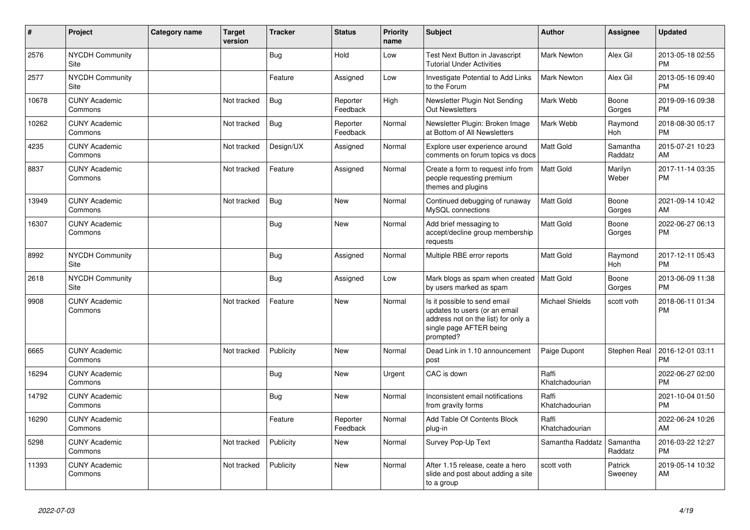| # | Project | Category name | Target version | Tracker | Status | Priority name | Subject | Author | Assignee | Updated |
|---|---|---|---|---|---|---|---|---|---|---|
| 2576 | NYCDH Community Site | | | Bug | Hold | Low | Test Next Button in Javascript Tutorial Under Activities | Mark Newton | Alex Gil | 2013-05-18 02:55 PM |
| 2577 | NYCDH Community Site | | | Feature | Assigned | Low | Investigate Potential to Add Links to the Forum | Mark Newton | Alex Gil | 2013-05-16 09:40 PM |
| 10678 | CUNY Academic Commons | | Not tracked | Bug | Reporter Feedback | High | Newsletter Plugin Not Sending Out Newsletters | Mark Webb | Boone Gorges | 2019-09-16 09:38 PM |
| 10262 | CUNY Academic Commons | | Not tracked | Bug | Reporter Feedback | Normal | Newsletter Plugin: Broken Image at Bottom of All Newsletters | Mark Webb | Raymond Hoh | 2018-08-30 05:17 PM |
| 4235 | CUNY Academic Commons | | Not tracked | Design/UX | Assigned | Normal | Explore user experience around comments on forum topics vs docs | Matt Gold | Samantha Raddatz | 2015-07-21 10:23 AM |
| 8837 | CUNY Academic Commons | | Not tracked | Feature | Assigned | Normal | Create a form to request info from people requesting premium themes and plugins | Matt Gold | Marilyn Weber | 2017-11-14 03:35 PM |
| 13949 | CUNY Academic Commons | | Not tracked | Bug | New | Normal | Continued debugging of runaway MySQL connections | Matt Gold | Boone Gorges | 2021-09-14 10:42 AM |
| 16307 | CUNY Academic Commons | | | Bug | New | Normal | Add brief messaging to accept/decline group membership requests | Matt Gold | Boone Gorges | 2022-06-27 06:13 PM |
| 8992 | NYCDH Community Site | | | Bug | Assigned | Normal | Multiple RBE error reports | Matt Gold | Raymond Hoh | 2017-12-11 05:43 PM |
| 2618 | NYCDH Community Site | | | Bug | Assigned | Low | Mark blogs as spam when created by users marked as spam | Matt Gold | Boone Gorges | 2013-06-09 11:38 PM |
| 9908 | CUNY Academic Commons | | Not tracked | Feature | New | Normal | Is it possible to send email updates to users (or an email address not on the list) for only a single page AFTER being prompted? | Michael Shields | scott voth | 2018-06-11 01:34 PM |
| 6665 | CUNY Academic Commons | | Not tracked | Publicity | New | Normal | Dead Link in 1.10 announcement post | Paige Dupont | Stephen Real | 2016-12-01 03:11 PM |
| 16294 | CUNY Academic Commons | | | Bug | New | Urgent | CAC is down | Raffi Khatchadourian | | 2022-06-27 02:00 PM |
| 14792 | CUNY Academic Commons | | | Bug | New | Normal | Inconsistent email notifications from gravity forms | Raffi Khatchadourian | | 2021-10-04 01:50 PM |
| 16290 | CUNY Academic Commons | | | Feature | Reporter Feedback | Normal | Add Table Of Contents Block plug-in | Raffi Khatchadourian | | 2022-06-24 10:26 AM |
| 5298 | CUNY Academic Commons | | Not tracked | Publicity | New | Normal | Survey Pop-Up Text | Samantha Raddatz | Samantha Raddatz | 2016-03-22 12:27 PM |
| 11393 | CUNY Academic Commons | | Not tracked | Publicity | New | Normal | After 1.15 release, ceate a hero slide and post about adding a site to a group | scott voth | Patrick Sweeney | 2019-05-14 10:32 AM |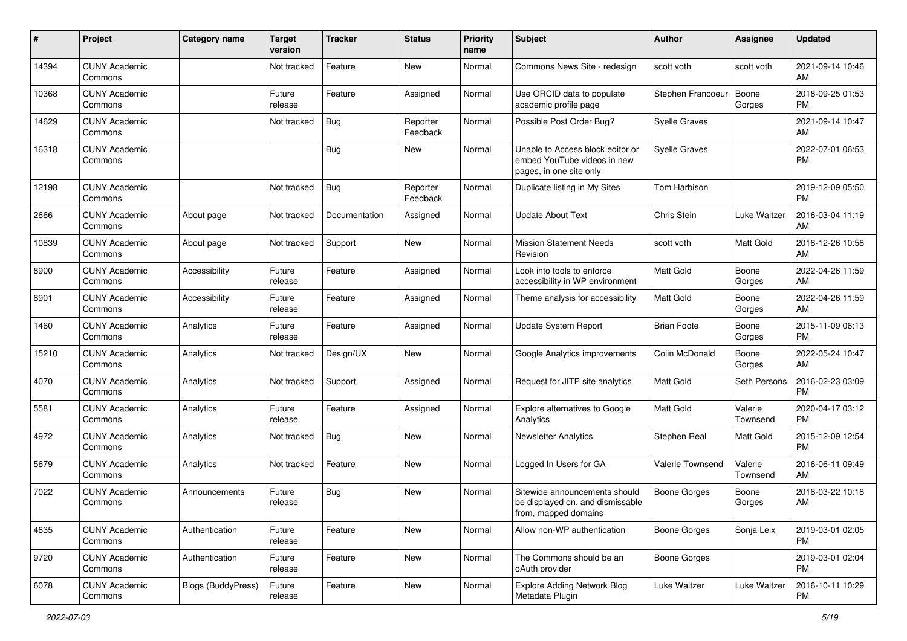| # | Project | Category name | Target version | Tracker | Status | Priority name | Subject | Author | Assignee | Updated |
|---|---|---|---|---|---|---|---|---|---|---|
| 14394 | CUNY Academic Commons | | Not tracked | Feature | New | Normal | Commons News Site - redesign | scott voth | scott voth | 2021-09-14 10:46 AM |
| 10368 | CUNY Academic Commons | | Future release | Feature | Assigned | Normal | Use ORCID data to populate academic profile page | Stephen Francoeur | Boone Gorges | 2018-09-25 01:53 PM |
| 14629 | CUNY Academic Commons | | Not tracked | Bug | Reporter Feedback | Normal | Possible Post Order Bug? | Syelle Graves | | 2021-09-14 10:47 AM |
| 16318 | CUNY Academic Commons | | | Bug | New | Normal | Unable to Access block editor or embed YouTube videos in new pages, in one site only | Syelle Graves | | 2022-07-01 06:53 PM |
| 12198 | CUNY Academic Commons | | Not tracked | Bug | Reporter Feedback | Normal | Duplicate listing in My Sites | Tom Harbison | | 2019-12-09 05:50 PM |
| 2666 | CUNY Academic Commons | About page | Not tracked | Documentation | Assigned | Normal | Update About Text | Chris Stein | Luke Waltzer | 2016-03-04 11:19 AM |
| 10839 | CUNY Academic Commons | About page | Not tracked | Support | New | Normal | Mission Statement Needs Revision | scott voth | Matt Gold | 2018-12-26 10:58 AM |
| 8900 | CUNY Academic Commons | Accessibility | Future release | Feature | Assigned | Normal | Look into tools to enforce accessibility in WP environment | Matt Gold | Boone Gorges | 2022-04-26 11:59 AM |
| 8901 | CUNY Academic Commons | Accessibility | Future release | Feature | Assigned | Normal | Theme analysis for accessibility | Matt Gold | Boone Gorges | 2022-04-26 11:59 AM |
| 1460 | CUNY Academic Commons | Analytics | Future release | Feature | Assigned | Normal | Update System Report | Brian Foote | Boone Gorges | 2015-11-09 06:13 PM |
| 15210 | CUNY Academic Commons | Analytics | Not tracked | Design/UX | New | Normal | Google Analytics improvements | Colin McDonald | Boone Gorges | 2022-05-24 10:47 AM |
| 4070 | CUNY Academic Commons | Analytics | Not tracked | Support | Assigned | Normal | Request for JITP site analytics | Matt Gold | Seth Persons | 2016-02-23 03:09 PM |
| 5581 | CUNY Academic Commons | Analytics | Future release | Feature | Assigned | Normal | Explore alternatives to Google Analytics | Matt Gold | Valerie Townsend | 2020-04-17 03:12 PM |
| 4972 | CUNY Academic Commons | Analytics | Not tracked | Bug | New | Normal | Newsletter Analytics | Stephen Real | Matt Gold | 2015-12-09 12:54 PM |
| 5679 | CUNY Academic Commons | Analytics | Not tracked | Feature | New | Normal | Logged In Users for GA | Valerie Townsend | Valerie Townsend | 2016-06-11 09:49 AM |
| 7022 | CUNY Academic Commons | Announcements | Future release | Bug | New | Normal | Sitewide announcements should be displayed on, and dismissable from, mapped domains | Boone Gorges | Boone Gorges | 2018-03-22 10:18 AM |
| 4635 | CUNY Academic Commons | Authentication | Future release | Feature | New | Normal | Allow non-WP authentication | Boone Gorges | Sonja Leix | 2019-03-01 02:05 PM |
| 9720 | CUNY Academic Commons | Authentication | Future release | Feature | New | Normal | The Commons should be an oAuth provider | Boone Gorges | | 2019-03-01 02:04 PM |
| 6078 | CUNY Academic Commons | Blogs (BuddyPress) | Future release | Feature | New | Normal | Explore Adding Network Blog Metadata Plugin | Luke Waltzer | Luke Waltzer | 2016-10-11 10:29 PM |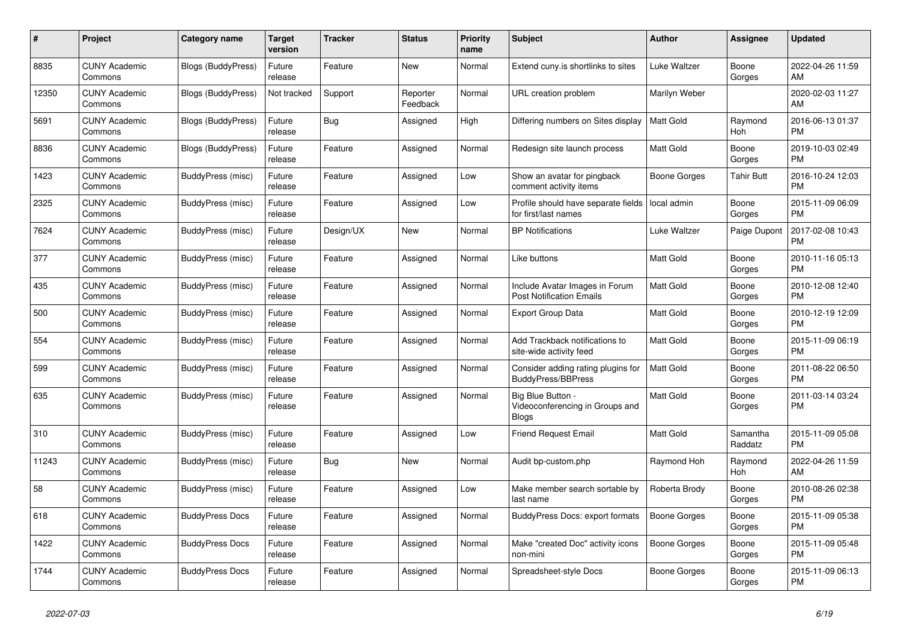| # | Project | Category name | Target version | Tracker | Status | Priority name | Subject | Author | Assignee | Updated |
|---|---|---|---|---|---|---|---|---|---|---|
| 8835 | CUNY Academic Commons | Blogs (BuddyPress) | Future release | Feature | New | Normal | Extend cuny.is shortlinks to sites | Luke Waltzer | Boone Gorges | 2022-04-26 11:59 AM |
| 12350 | CUNY Academic Commons | Blogs (BuddyPress) | Not tracked | Support | Reporter Feedback | Normal | URL creation problem | Marilyn Weber | | 2020-02-03 11:27 AM |
| 5691 | CUNY Academic Commons | Blogs (BuddyPress) | Future release | Bug | Assigned | High | Differing numbers on Sites display | Matt Gold | Raymond Hoh | 2016-06-13 01:37 PM |
| 8836 | CUNY Academic Commons | Blogs (BuddyPress) | Future release | Feature | Assigned | Normal | Redesign site launch process | Matt Gold | Boone Gorges | 2019-10-03 02:49 PM |
| 1423 | CUNY Academic Commons | BuddyPress (misc) | Future release | Feature | Assigned | Low | Show an avatar for pingback comment activity items | Boone Gorges | Tahir Butt | 2016-10-24 12:03 PM |
| 2325 | CUNY Academic Commons | BuddyPress (misc) | Future release | Feature | Assigned | Low | Profile should have separate fields for first/last names | local admin | Boone Gorges | 2015-11-09 06:09 PM |
| 7624 | CUNY Academic Commons | BuddyPress (misc) | Future release | Design/UX | New | Normal | BP Notifications | Luke Waltzer | Paige Dupont | 2017-02-08 10:43 PM |
| 377 | CUNY Academic Commons | BuddyPress (misc) | Future release | Feature | Assigned | Normal | Like buttons | Matt Gold | Boone Gorges | 2010-11-16 05:13 PM |
| 435 | CUNY Academic Commons | BuddyPress (misc) | Future release | Feature | Assigned | Normal | Include Avatar Images in Forum Post Notification Emails | Matt Gold | Boone Gorges | 2010-12-08 12:40 PM |
| 500 | CUNY Academic Commons | BuddyPress (misc) | Future release | Feature | Assigned | Normal | Export Group Data | Matt Gold | Boone Gorges | 2010-12-19 12:09 PM |
| 554 | CUNY Academic Commons | BuddyPress (misc) | Future release | Feature | Assigned | Normal | Add Trackback notifications to site-wide activity feed | Matt Gold | Boone Gorges | 2015-11-09 06:19 PM |
| 599 | CUNY Academic Commons | BuddyPress (misc) | Future release | Feature | Assigned | Normal | Consider adding rating plugins for BuddyPress/BBPress | Matt Gold | Boone Gorges | 2011-08-22 06:50 PM |
| 635 | CUNY Academic Commons | BuddyPress (misc) | Future release | Feature | Assigned | Normal | Big Blue Button - Videoconferencing in Groups and Blogs | Matt Gold | Boone Gorges | 2011-03-14 03:24 PM |
| 310 | CUNY Academic Commons | BuddyPress (misc) | Future release | Feature | Assigned | Low | Friend Request Email | Matt Gold | Samantha Raddatz | 2015-11-09 05:08 PM |
| 11243 | CUNY Academic Commons | BuddyPress (misc) | Future release | Bug | New | Normal | Audit bp-custom.php | Raymond Hoh | Raymond Hoh | 2022-04-26 11:59 AM |
| 58 | CUNY Academic Commons | BuddyPress (misc) | Future release | Feature | Assigned | Low | Make member search sortable by last name | Roberta Brody | Boone Gorges | 2010-08-26 02:38 PM |
| 618 | CUNY Academic Commons | BuddyPress Docs | Future release | Feature | Assigned | Normal | BuddyPress Docs: export formats | Boone Gorges | Boone Gorges | 2015-11-09 05:38 PM |
| 1422 | CUNY Academic Commons | BuddyPress Docs | Future release | Feature | Assigned | Normal | Make "created Doc" activity icons non-mini | Boone Gorges | Boone Gorges | 2015-11-09 05:48 PM |
| 1744 | CUNY Academic Commons | BuddyPress Docs | Future release | Feature | Assigned | Normal | Spreadsheet-style Docs | Boone Gorges | Boone Gorges | 2015-11-09 06:13 PM |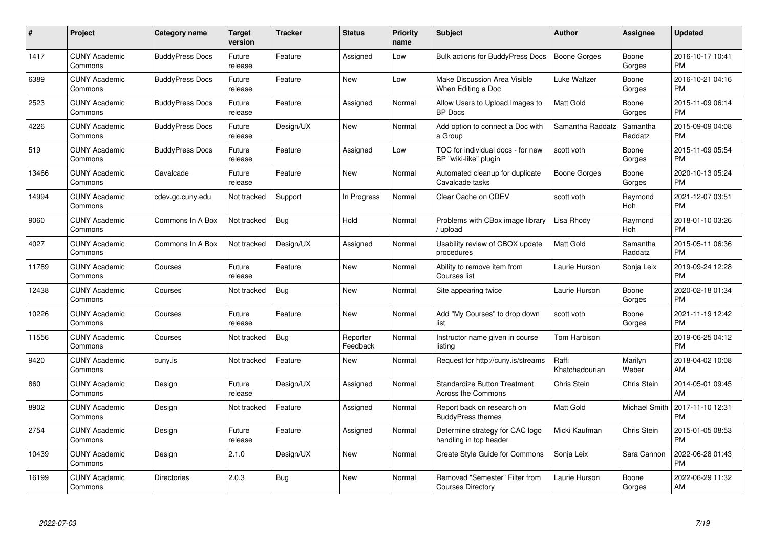| # | Project | Category name | Target version | Tracker | Status | Priority name | Subject | Author | Assignee | Updated |
|---|---|---|---|---|---|---|---|---|---|---|
| 1417 | CUNY Academic Commons | BuddyPress Docs | Future release | Feature | Assigned | Low | Bulk actions for BuddyPress Docs | Boone Gorges | Boone Gorges | 2016-10-17 10:41 PM |
| 6389 | CUNY Academic Commons | BuddyPress Docs | Future release | Feature | New | Low | Make Discussion Area Visible When Editing a Doc | Luke Waltzer | Boone Gorges | 2016-10-21 04:16 PM |
| 2523 | CUNY Academic Commons | BuddyPress Docs | Future release | Feature | Assigned | Normal | Allow Users to Upload Images to BP Docs | Matt Gold | Boone Gorges | 2015-11-09 06:14 PM |
| 4226 | CUNY Academic Commons | BuddyPress Docs | Future release | Design/UX | New | Normal | Add option to connect a Doc with a Group | Samantha Raddatz | Samantha Raddatz | 2015-09-09 04:08 PM |
| 519 | CUNY Academic Commons | BuddyPress Docs | Future release | Feature | Assigned | Low | TOC for individual docs - for new BP "wiki-like" plugin | scott voth | Boone Gorges | 2015-11-09 05:54 PM |
| 13466 | CUNY Academic Commons | Cavalcade | Future release | Feature | New | Normal | Automated cleanup for duplicate Cavalcade tasks | Boone Gorges | Boone Gorges | 2020-10-13 05:24 PM |
| 14994 | CUNY Academic Commons | cdev.gc.cuny.edu | Not tracked | Support | In Progress | Normal | Clear Cache on CDEV | scott voth | Raymond Hoh | 2021-12-07 03:51 PM |
| 9060 | CUNY Academic Commons | Commons In A Box | Not tracked | Bug | Hold | Normal | Problems with CBox image library / upload | Lisa Rhody | Raymond Hoh | 2018-01-10 03:26 PM |
| 4027 | CUNY Academic Commons | Commons In A Box | Not tracked | Design/UX | Assigned | Normal | Usability review of CBOX update procedures | Matt Gold | Samantha Raddatz | 2015-05-11 06:36 PM |
| 11789 | CUNY Academic Commons | Courses | Future release | Feature | New | Normal | Ability to remove item from Courses list | Laurie Hurson | Sonja Leix | 2019-09-24 12:28 PM |
| 12438 | CUNY Academic Commons | Courses | Not tracked | Bug | New | Normal | Site appearing twice | Laurie Hurson | Boone Gorges | 2020-02-18 01:34 PM |
| 10226 | CUNY Academic Commons | Courses | Future release | Feature | New | Normal | Add "My Courses" to drop down list | scott voth | Boone Gorges | 2021-11-19 12:42 PM |
| 11556 | CUNY Academic Commons | Courses | Not tracked | Bug | Reporter Feedback | Normal | Instructor name given in course listing | Tom Harbison | | 2019-06-25 04:12 PM |
| 9420 | CUNY Academic Commons | cuny.is | Not tracked | Feature | New | Normal | Request for http://cuny.is/streams | Raffi Khatchadourian | Marilyn Weber | 2018-04-02 10:08 AM |
| 860 | CUNY Academic Commons | Design | Future release | Design/UX | Assigned | Normal | Standardize Button Treatment Across the Commons | Chris Stein | Chris Stein | 2014-05-01 09:45 AM |
| 8902 | CUNY Academic Commons | Design | Not tracked | Feature | Assigned | Normal | Report back on research on BuddyPress themes | Matt Gold | Michael Smith | 2017-11-10 12:31 PM |
| 2754 | CUNY Academic Commons | Design | Future release | Feature | Assigned | Normal | Determine strategy for CAC logo handling in top header | Micki Kaufman | Chris Stein | 2015-01-05 08:53 PM |
| 10439 | CUNY Academic Commons | Design | 2.1.0 | Design/UX | New | Normal | Create Style Guide for Commons | Sonja Leix | Sara Cannon | 2022-06-28 01:43 PM |
| 16199 | CUNY Academic Commons | Directories | 2.0.3 | Bug | New | Normal | Removed "Semester" Filter from Courses Directory | Laurie Hurson | Boone Gorges | 2022-06-29 11:32 AM |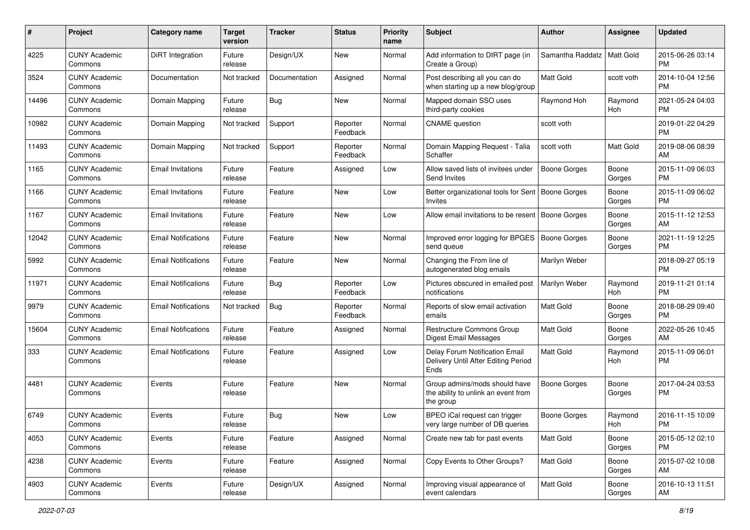| # | Project | Category name | Target version | Tracker | Status | Priority name | Subject | Author | Assignee | Updated |
|---|---|---|---|---|---|---|---|---|---|---|
| 4225 | CUNY Academic Commons | DiRT Integration | Future release | Design/UX | New | Normal | Add information to DIRT page (in Create a Group) | Samantha Raddatz | Matt Gold | 2015-06-26 03:14 PM |
| 3524 | CUNY Academic Commons | Documentation | Not tracked | Documentation | Assigned | Normal | Post describing all you can do when starting up a new blog/group | Matt Gold | scott voth | 2014-10-04 12:56 PM |
| 14496 | CUNY Academic Commons | Domain Mapping | Future release | Bug | New | Normal | Mapped domain SSO uses third-party cookies | Raymond Hoh | Raymond Hoh | 2021-05-24 04:03 PM |
| 10982 | CUNY Academic Commons | Domain Mapping | Not tracked | Support | Reporter Feedback | Normal | CNAME question | scott voth | | 2019-01-22 04:29 PM |
| 11493 | CUNY Academic Commons | Domain Mapping | Not tracked | Support | Reporter Feedback | Normal | Domain Mapping Request - Talia Schaffer | scott voth | Matt Gold | 2019-08-06 08:39 AM |
| 1165 | CUNY Academic Commons | Email Invitations | Future release | Feature | Assigned | Low | Allow saved lists of invitees under Send Invites | Boone Gorges | Boone Gorges | 2015-11-09 06:03 PM |
| 1166 | CUNY Academic Commons | Email Invitations | Future release | Feature | New | Low | Better organizational tools for Sent Invites | Boone Gorges | Boone Gorges | 2015-11-09 06:02 PM |
| 1167 | CUNY Academic Commons | Email Invitations | Future release | Feature | New | Low | Allow email invitations to be resent | Boone Gorges | Boone Gorges | 2015-11-12 12:53 AM |
| 12042 | CUNY Academic Commons | Email Notifications | Future release | Feature | New | Normal | Improved error logging for BPGES send queue | Boone Gorges | Boone Gorges | 2021-11-19 12:25 PM |
| 5992 | CUNY Academic Commons | Email Notifications | Future release | Feature | New | Normal | Changing the From line of autogenerated blog emails | Marilyn Weber | | 2018-09-27 05:19 PM |
| 11971 | CUNY Academic Commons | Email Notifications | Future release | Bug | Reporter Feedback | Low | Pictures obscured in emailed post notifications | Marilyn Weber | Raymond Hoh | 2019-11-21 01:14 PM |
| 9979 | CUNY Academic Commons | Email Notifications | Not tracked | Bug | Reporter Feedback | Normal | Reports of slow email activation emails | Matt Gold | Boone Gorges | 2018-08-29 09:40 PM |
| 15604 | CUNY Academic Commons | Email Notifications | Future release | Feature | Assigned | Normal | Restructure Commons Group Digest Email Messages | Matt Gold | Boone Gorges | 2022-05-26 10:45 AM |
| 333 | CUNY Academic Commons | Email Notifications | Future release | Feature | Assigned | Low | Delay Forum Notification Email Delivery Until After Editing Period Ends | Matt Gold | Raymond Hoh | 2015-11-09 06:01 PM |
| 4481 | CUNY Academic Commons | Events | Future release | Feature | New | Normal | Group admins/mods should have the ability to unlink an event from the group | Boone Gorges | Boone Gorges | 2017-04-24 03:53 PM |
| 6749 | CUNY Academic Commons | Events | Future release | Bug | New | Low | BPEO iCal request can trigger very large number of DB queries | Boone Gorges | Raymond Hoh | 2016-11-15 10:09 PM |
| 4053 | CUNY Academic Commons | Events | Future release | Feature | Assigned | Normal | Create new tab for past events | Matt Gold | Boone Gorges | 2015-05-12 02:10 PM |
| 4238 | CUNY Academic Commons | Events | Future release | Feature | Assigned | Normal | Copy Events to Other Groups? | Matt Gold | Boone Gorges | 2015-07-02 10:08 AM |
| 4903 | CUNY Academic Commons | Events | Future release | Design/UX | Assigned | Normal | Improving visual appearance of event calendars | Matt Gold | Boone Gorges | 2016-10-13 11:51 AM |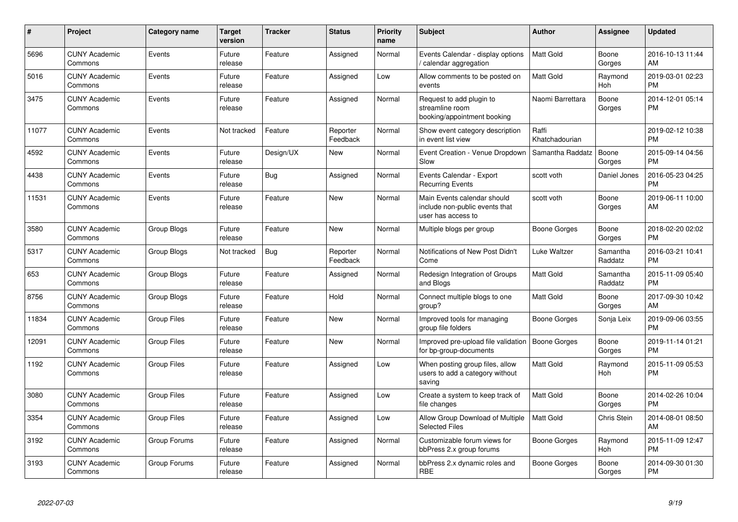| # | Project | Category name | Target version | Tracker | Status | Priority name | Subject | Author | Assignee | Updated |
|---|---|---|---|---|---|---|---|---|---|---|
| 5696 | CUNY Academic Commons | Events | Future release | Feature | Assigned | Normal | Events Calendar - display options / calendar aggregation | Matt Gold | Boone Gorges | 2016-10-13 11:44 AM |
| 5016 | CUNY Academic Commons | Events | Future release | Feature | Assigned | Low | Allow comments to be posted on events | Matt Gold | Raymond Hoh | 2019-03-01 02:23 PM |
| 3475 | CUNY Academic Commons | Events | Future release | Feature | Assigned | Normal | Request to add plugin to streamline room booking/appointment booking | Naomi Barrettara | Boone Gorges | 2014-12-01 05:14 PM |
| 11077 | CUNY Academic Commons | Events | Not tracked | Feature | Reporter Feedback | Normal | Show event category description in event list view | Raffi Khatchadourian | | 2019-02-12 10:38 PM |
| 4592 | CUNY Academic Commons | Events | Future release | Design/UX | New | Normal | Event Creation - Venue Dropdown Slow | Samantha Raddatz | Boone Gorges | 2015-09-14 04:56 PM |
| 4438 | CUNY Academic Commons | Events | Future release | Bug | Assigned | Normal | Events Calendar - Export Recurring Events | scott voth | Daniel Jones | 2016-05-23 04:25 PM |
| 11531 | CUNY Academic Commons | Events | Future release | Feature | New | Normal | Main Events calendar should include non-public events that user has access to | scott voth | Boone Gorges | 2019-06-11 10:00 AM |
| 3580 | CUNY Academic Commons | Group Blogs | Future release | Feature | New | Normal | Multiple blogs per group | Boone Gorges | Boone Gorges | 2018-02-20 02:02 PM |
| 5317 | CUNY Academic Commons | Group Blogs | Not tracked | Bug | Reporter Feedback | Normal | Notifications of New Post Didn't Come | Luke Waltzer | Samantha Raddatz | 2016-03-21 10:41 PM |
| 653 | CUNY Academic Commons | Group Blogs | Future release | Feature | Assigned | Normal | Redesign Integration of Groups and Blogs | Matt Gold | Samantha Raddatz | 2015-11-09 05:40 PM |
| 8756 | CUNY Academic Commons | Group Blogs | Future release | Feature | Hold | Normal | Connect multiple blogs to one group? | Matt Gold | Boone Gorges | 2017-09-30 10:42 AM |
| 11834 | CUNY Academic Commons | Group Files | Future release | Feature | New | Normal | Improved tools for managing group file folders | Boone Gorges | Sonja Leix | 2019-09-06 03:55 PM |
| 12091 | CUNY Academic Commons | Group Files | Future release | Feature | New | Normal | Improved pre-upload file validation for bp-group-documents | Boone Gorges | Boone Gorges | 2019-11-14 01:21 PM |
| 1192 | CUNY Academic Commons | Group Files | Future release | Feature | Assigned | Low | When posting group files, allow users to add a category without saving | Matt Gold | Raymond Hoh | 2015-11-09 05:53 PM |
| 3080 | CUNY Academic Commons | Group Files | Future release | Feature | Assigned | Low | Create a system to keep track of file changes | Matt Gold | Boone Gorges | 2014-02-26 10:04 PM |
| 3354 | CUNY Academic Commons | Group Files | Future release | Feature | Assigned | Low | Allow Group Download of Multiple Selected Files | Matt Gold | Chris Stein | 2014-08-01 08:50 AM |
| 3192 | CUNY Academic Commons | Group Forums | Future release | Feature | Assigned | Normal | Customizable forum views for bbPress 2.x group forums | Boone Gorges | Raymond Hoh | 2015-11-09 12:47 PM |
| 3193 | CUNY Academic Commons | Group Forums | Future release | Feature | Assigned | Normal | bbPress 2.x dynamic roles and RBE | Boone Gorges | Boone Gorges | 2014-09-30 01:30 PM |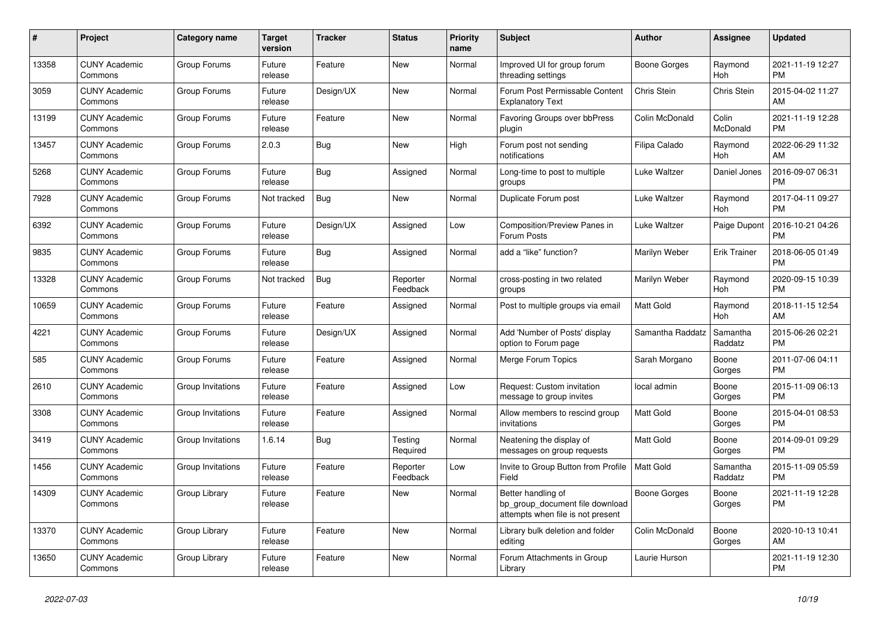| # | Project | Category name | Target version | Tracker | Status | Priority name | Subject | Author | Assignee | Updated |
|---|---|---|---|---|---|---|---|---|---|---|
| 13358 | CUNY Academic Commons | Group Forums | Future release | Feature | New | Normal | Improved UI for group forum threading settings | Boone Gorges | Raymond Hoh | 2021-11-19 12:27 PM |
| 3059 | CUNY Academic Commons | Group Forums | Future release | Design/UX | New | Normal | Forum Post Permissable Content Explanatory Text | Chris Stein | Chris Stein | 2015-04-02 11:27 AM |
| 13199 | CUNY Academic Commons | Group Forums | Future release | Feature | New | Normal | Favoring Groups over bbPress plugin | Colin McDonald | Colin McDonald | 2021-11-19 12:28 PM |
| 13457 | CUNY Academic Commons | Group Forums | 2.0.3 | Bug | New | High | Forum post not sending notifications | Filipa Calado | Raymond Hoh | 2022-06-29 11:32 AM |
| 5268 | CUNY Academic Commons | Group Forums | Future release | Bug | Assigned | Normal | Long-time to post to multiple groups | Luke Waltzer | Daniel Jones | 2016-09-07 06:31 PM |
| 7928 | CUNY Academic Commons | Group Forums | Not tracked | Bug | New | Normal | Duplicate Forum post | Luke Waltzer | Raymond Hoh | 2017-04-11 09:27 PM |
| 6392 | CUNY Academic Commons | Group Forums | Future release | Design/UX | Assigned | Low | Composition/Preview Panes in Forum Posts | Luke Waltzer | Paige Dupont | 2016-10-21 04:26 PM |
| 9835 | CUNY Academic Commons | Group Forums | Future release | Bug | Assigned | Normal | add a "like" function? | Marilyn Weber | Erik Trainer | 2018-06-05 01:49 PM |
| 13328 | CUNY Academic Commons | Group Forums | Not tracked | Bug | Reporter Feedback | Normal | cross-posting in two related groups | Marilyn Weber | Raymond Hoh | 2020-09-15 10:39 PM |
| 10659 | CUNY Academic Commons | Group Forums | Future release | Feature | Assigned | Normal | Post to multiple groups via email | Matt Gold | Raymond Hoh | 2018-11-15 12:54 AM |
| 4221 | CUNY Academic Commons | Group Forums | Future release | Design/UX | Assigned | Normal | Add 'Number of Posts' display option to Forum page | Samantha Raddatz | Samantha Raddatz | 2015-06-26 02:21 PM |
| 585 | CUNY Academic Commons | Group Forums | Future release | Feature | Assigned | Normal | Merge Forum Topics | Sarah Morgano | Boone Gorges | 2011-07-06 04:11 PM |
| 2610 | CUNY Academic Commons | Group Invitations | Future release | Feature | Assigned | Low | Request: Custom invitation message to group invites | local admin | Boone Gorges | 2015-11-09 06:13 PM |
| 3308 | CUNY Academic Commons | Group Invitations | Future release | Feature | Assigned | Normal | Allow members to rescind group invitations | Matt Gold | Boone Gorges | 2015-04-01 08:53 PM |
| 3419 | CUNY Academic Commons | Group Invitations | 1.6.14 | Bug | Testing Required | Normal | Neatening the display of messages on group requests | Matt Gold | Boone Gorges | 2014-09-01 09:29 PM |
| 1456 | CUNY Academic Commons | Group Invitations | Future release | Feature | Reporter Feedback | Low | Invite to Group Button from Profile Field | Matt Gold | Samantha Raddatz | 2015-11-09 05:59 PM |
| 14309 | CUNY Academic Commons | Group Library | Future release | Feature | New | Normal | Better handling of bp_group_document file download attempts when file is not present | Boone Gorges | Boone Gorges | 2021-11-19 12:28 PM |
| 13370 | CUNY Academic Commons | Group Library | Future release | Feature | New | Normal | Library bulk deletion and folder editing | Colin McDonald | Boone Gorges | 2020-10-13 10:41 AM |
| 13650 | CUNY Academic Commons | Group Library | Future release | Feature | New | Normal | Forum Attachments in Group Library | Laurie Hurson | | 2021-11-19 12:30 PM |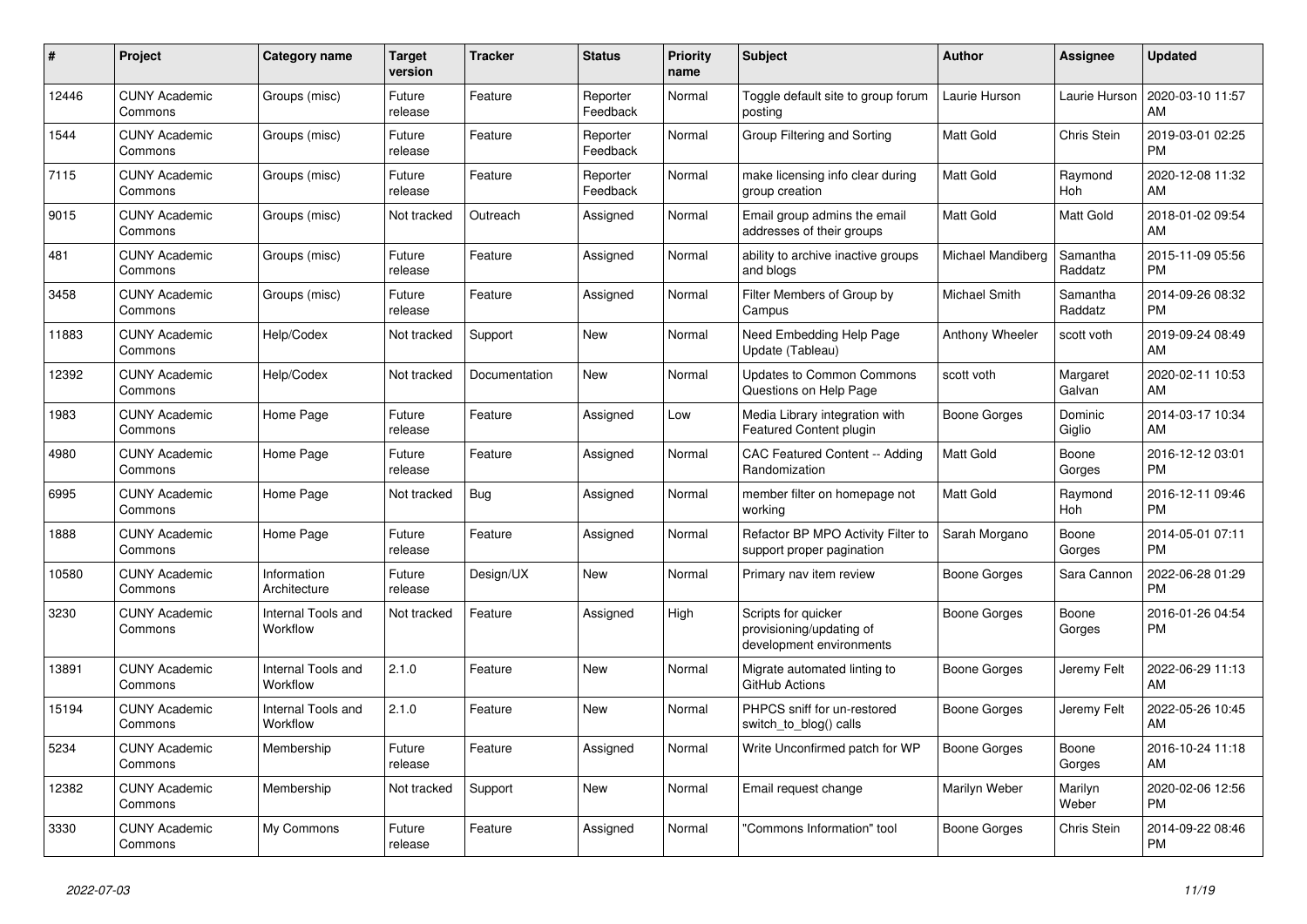| # | Project | Category name | Target version | Tracker | Status | Priority name | Subject | Author | Assignee | Updated |
|---|---|---|---|---|---|---|---|---|---|---|
| 12446 | CUNY Academic Commons | Groups (misc) | Future release | Feature | Reporter Feedback | Normal | Toggle default site to group forum posting | Laurie Hurson | Laurie Hurson | 2020-03-10 11:57 AM |
| 1544 | CUNY Academic Commons | Groups (misc) | Future release | Feature | Reporter Feedback | Normal | Group Filtering and Sorting | Matt Gold | Chris Stein | 2019-03-01 02:25 PM |
| 7115 | CUNY Academic Commons | Groups (misc) | Future release | Feature | Reporter Feedback | Normal | make licensing info clear during group creation | Matt Gold | Raymond Hoh | 2020-12-08 11:32 AM |
| 9015 | CUNY Academic Commons | Groups (misc) | Not tracked | Outreach | Assigned | Normal | Email group admins the email addresses of their groups | Matt Gold | Matt Gold | 2018-01-02 09:54 AM |
| 481 | CUNY Academic Commons | Groups (misc) | Future release | Feature | Assigned | Normal | ability to archive inactive groups and blogs | Michael Mandiberg | Samantha Raddatz | 2015-11-09 05:56 PM |
| 3458 | CUNY Academic Commons | Groups (misc) | Future release | Feature | Assigned | Normal | Filter Members of Group by Campus | Michael Smith | Samantha Raddatz | 2014-09-26 08:32 PM |
| 11883 | CUNY Academic Commons | Help/Codex | Not tracked | Support | New | Normal | Need Embedding Help Page Update (Tableau) | Anthony Wheeler | scott voth | 2019-09-24 08:49 AM |
| 12392 | CUNY Academic Commons | Help/Codex | Not tracked | Documentation | New | Normal | Updates to Common Commons Questions on Help Page | scott voth | Margaret Galvan | 2020-02-11 10:53 AM |
| 1983 | CUNY Academic Commons | Home Page | Future release | Feature | Assigned | Low | Media Library integration with Featured Content plugin | Boone Gorges | Dominic Giglio | 2014-03-17 10:34 AM |
| 4980 | CUNY Academic Commons | Home Page | Future release | Feature | Assigned | Normal | CAC Featured Content -- Adding Randomization | Matt Gold | Boone Gorges | 2016-12-12 03:01 PM |
| 6995 | CUNY Academic Commons | Home Page | Not tracked | Bug | Assigned | Normal | member filter on homepage not working | Matt Gold | Raymond Hoh | 2016-12-11 09:46 PM |
| 1888 | CUNY Academic Commons | Home Page | Future release | Feature | Assigned | Normal | Refactor BP MPO Activity Filter to support proper pagination | Sarah Morgano | Boone Gorges | 2014-05-01 07:11 PM |
| 10580 | CUNY Academic Commons | Information Architecture | Future release | Design/UX | New | Normal | Primary nav item review | Boone Gorges | Sara Cannon | 2022-06-28 01:29 PM |
| 3230 | CUNY Academic Commons | Internal Tools and Workflow | Not tracked | Feature | Assigned | High | Scripts for quicker provisioning/updating of development environments | Boone Gorges | Boone Gorges | 2016-01-26 04:54 PM |
| 13891 | CUNY Academic Commons | Internal Tools and Workflow | 2.1.0 | Feature | New | Normal | Migrate automated linting to GitHub Actions | Boone Gorges | Jeremy Felt | 2022-06-29 11:13 AM |
| 15194 | CUNY Academic Commons | Internal Tools and Workflow | 2.1.0 | Feature | New | Normal | PHPCS sniff for un-restored switch_to_blog() calls | Boone Gorges | Jeremy Felt | 2022-05-26 10:45 AM |
| 5234 | CUNY Academic Commons | Membership | Future release | Feature | Assigned | Normal | Write Unconfirmed patch for WP | Boone Gorges | Boone Gorges | 2016-10-24 11:18 AM |
| 12382 | CUNY Academic Commons | Membership | Not tracked | Support | New | Normal | Email request change | Marilyn Weber | Marilyn Weber | 2020-02-06 12:56 PM |
| 3330 | CUNY Academic Commons | My Commons | Future release | Feature | Assigned | Normal | "Commons Information" tool | Boone Gorges | Chris Stein | 2014-09-22 08:46 PM |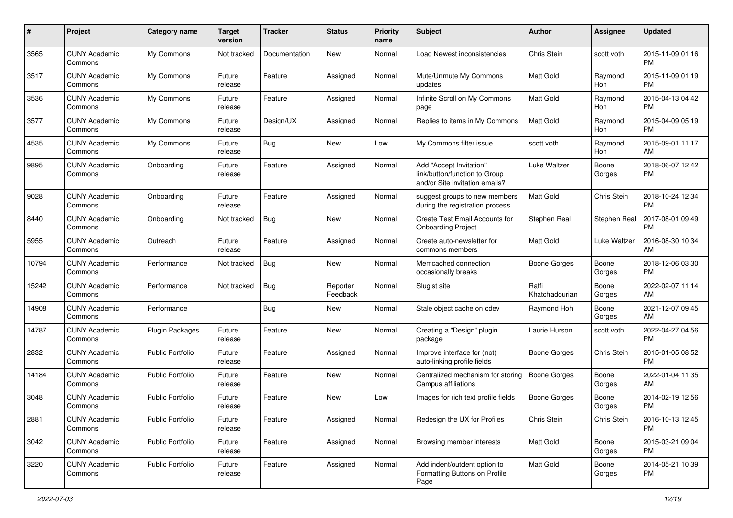| # | Project | Category name | Target version | Tracker | Status | Priority name | Subject | Author | Assignee | Updated |
|---|---|---|---|---|---|---|---|---|---|---|
| 3565 | CUNY Academic Commons | My Commons | Not tracked | Documentation | New | Normal | Load Newest inconsistencies | Chris Stein | scott voth | 2015-11-09 01:16 PM |
| 3517 | CUNY Academic Commons | My Commons | Future release | Feature | Assigned | Normal | Mute/Unmute My Commons updates | Matt Gold | Raymond Hoh | 2015-11-09 01:19 PM |
| 3536 | CUNY Academic Commons | My Commons | Future release | Feature | Assigned | Normal | Infinite Scroll on My Commons page | Matt Gold | Raymond Hoh | 2015-04-13 04:42 PM |
| 3577 | CUNY Academic Commons | My Commons | Future release | Design/UX | Assigned | Normal | Replies to items in My Commons | Matt Gold | Raymond Hoh | 2015-04-09 05:19 PM |
| 4535 | CUNY Academic Commons | My Commons | Future release | Bug | New | Low | My Commons filter issue | scott voth | Raymond Hoh | 2015-09-01 11:17 AM |
| 9895 | CUNY Academic Commons | Onboarding | Future release | Feature | Assigned | Normal | Add "Accept Invitation" link/button/function to Group and/or Site invitation emails? | Luke Waltzer | Boone Gorges | 2018-06-07 12:42 PM |
| 9028 | CUNY Academic Commons | Onboarding | Future release | Feature | Assigned | Normal | suggest groups to new members during the registration process | Matt Gold | Chris Stein | 2018-10-24 12:34 PM |
| 8440 | CUNY Academic Commons | Onboarding | Not tracked | Bug | New | Normal | Create Test Email Accounts for Onboarding Project | Stephen Real | Stephen Real | 2017-08-01 09:49 PM |
| 5955 | CUNY Academic Commons | Outreach | Future release | Feature | Assigned | Normal | Create auto-newsletter for commons members | Matt Gold | Luke Waltzer | 2016-08-30 10:34 AM |
| 10794 | CUNY Academic Commons | Performance | Not tracked | Bug | New | Normal | Memcached connection occasionally breaks | Boone Gorges | Boone Gorges | 2018-12-06 03:30 PM |
| 15242 | CUNY Academic Commons | Performance | Not tracked | Bug | Reporter Feedback | Normal | Slugist site | Raffi Khatchadourian | Boone Gorges | 2022-02-07 11:14 AM |
| 14908 | CUNY Academic Commons | Performance | | Bug | New | Normal | Stale object cache on cdev | Raymond Hoh | Boone Gorges | 2021-12-07 09:45 AM |
| 14787 | CUNY Academic Commons | Plugin Packages | Future release | Feature | New | Normal | Creating a "Design" plugin package | Laurie Hurson | scott voth | 2022-04-27 04:56 PM |
| 2832 | CUNY Academic Commons | Public Portfolio | Future release | Feature | Assigned | Normal | Improve interface for (not) auto-linking profile fields | Boone Gorges | Chris Stein | 2015-01-05 08:52 PM |
| 14184 | CUNY Academic Commons | Public Portfolio | Future release | Feature | New | Normal | Centralized mechanism for storing Campus affiliations | Boone Gorges | Boone Gorges | 2022-01-04 11:35 AM |
| 3048 | CUNY Academic Commons | Public Portfolio | Future release | Feature | New | Low | Images for rich text profile fields | Boone Gorges | Boone Gorges | 2014-02-19 12:56 PM |
| 2881 | CUNY Academic Commons | Public Portfolio | Future release | Feature | Assigned | Normal | Redesign the UX for Profiles | Chris Stein | Chris Stein | 2016-10-13 12:45 PM |
| 3042 | CUNY Academic Commons | Public Portfolio | Future release | Feature | Assigned | Normal | Browsing member interests | Matt Gold | Boone Gorges | 2015-03-21 09:04 PM |
| 3220 | CUNY Academic Commons | Public Portfolio | Future release | Feature | Assigned | Normal | Add indent/outdent option to Formatting Buttons on Profile Page | Matt Gold | Boone Gorges | 2014-05-21 10:39 PM |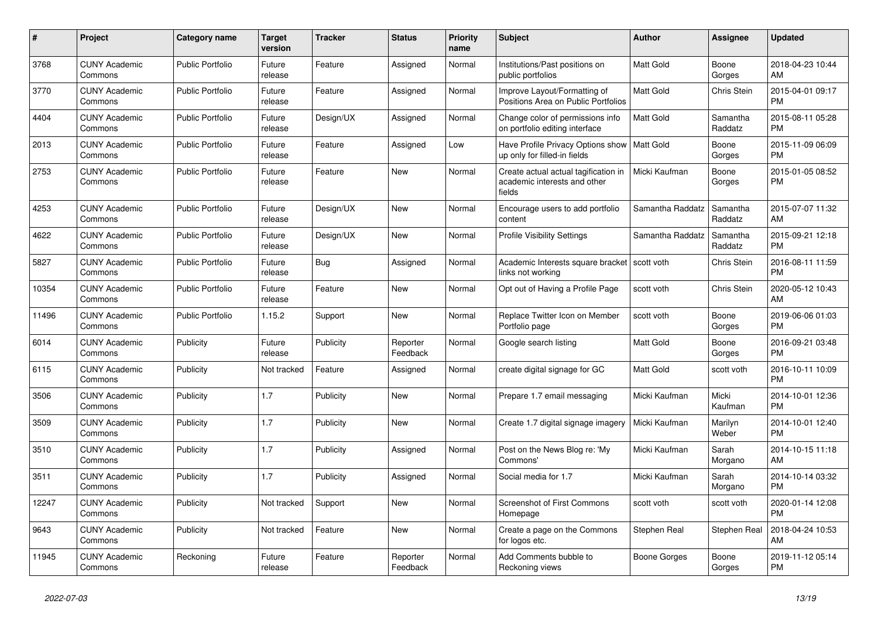| # | Project | Category name | Target version | Tracker | Status | Priority name | Subject | Author | Assignee | Updated |
|---|---|---|---|---|---|---|---|---|---|---|
| 3768 | CUNY Academic Commons | Public Portfolio | Future release | Feature | Assigned | Normal | Institutions/Past positions on public portfolios | Matt Gold | Boone Gorges | 2018-04-23 10:44 AM |
| 3770 | CUNY Academic Commons | Public Portfolio | Future release | Feature | Assigned | Normal | Improve Layout/Formatting of Positions Area on Public Portfolios | Matt Gold | Chris Stein | 2015-04-01 09:17 PM |
| 4404 | CUNY Academic Commons | Public Portfolio | Future release | Design/UX | Assigned | Normal | Change color of permissions info on portfolio editing interface | Matt Gold | Samantha Raddatz | 2015-08-11 05:28 PM |
| 2013 | CUNY Academic Commons | Public Portfolio | Future release | Feature | Assigned | Low | Have Profile Privacy Options show up only for filled-in fields | Matt Gold | Boone Gorges | 2015-11-09 06:09 PM |
| 2753 | CUNY Academic Commons | Public Portfolio | Future release | Feature | New | Normal | Create actual actual tagification in academic interests and other fields | Micki Kaufman | Boone Gorges | 2015-01-05 08:52 PM |
| 4253 | CUNY Academic Commons | Public Portfolio | Future release | Design/UX | New | Normal | Encourage users to add portfolio content | Samantha Raddatz | Samantha Raddatz | 2015-07-07 11:32 AM |
| 4622 | CUNY Academic Commons | Public Portfolio | Future release | Design/UX | New | Normal | Profile Visibility Settings | Samantha Raddatz | Samantha Raddatz | 2015-09-21 12:18 PM |
| 5827 | CUNY Academic Commons | Public Portfolio | Future release | Bug | Assigned | Normal | Academic Interests square bracket links not working | scott voth | Chris Stein | 2016-08-11 11:59 PM |
| 10354 | CUNY Academic Commons | Public Portfolio | Future release | Feature | New | Normal | Opt out of Having a Profile Page | scott voth | Chris Stein | 2020-05-12 10:43 AM |
| 11496 | CUNY Academic Commons | Public Portfolio | 1.15.2 | Support | New | Normal | Replace Twitter Icon on Member Portfolio page | scott voth | Boone Gorges | 2019-06-06 01:03 PM |
| 6014 | CUNY Academic Commons | Publicity | Future release | Publicity | Reporter Feedback | Normal | Google search listing | Matt Gold | Boone Gorges | 2016-09-21 03:48 PM |
| 6115 | CUNY Academic Commons | Publicity | Not tracked | Feature | Assigned | Normal | create digital signage for GC | Matt Gold | scott voth | 2016-10-11 10:09 PM |
| 3506 | CUNY Academic Commons | Publicity | 1.7 | Publicity | New | Normal | Prepare 1.7 email messaging | Micki Kaufman | Micki Kaufman | 2014-10-01 12:36 PM |
| 3509 | CUNY Academic Commons | Publicity | 1.7 | Publicity | New | Normal | Create 1.7 digital signage imagery | Micki Kaufman | Marilyn Weber | 2014-10-01 12:40 PM |
| 3510 | CUNY Academic Commons | Publicity | 1.7 | Publicity | Assigned | Normal | Post on the News Blog re: 'My Commons' | Micki Kaufman | Sarah Morgano | 2014-10-15 11:18 AM |
| 3511 | CUNY Academic Commons | Publicity | 1.7 | Publicity | Assigned | Normal | Social media for 1.7 | Micki Kaufman | Sarah Morgano | 2014-10-14 03:32 PM |
| 12247 | CUNY Academic Commons | Publicity | Not tracked | Support | New | Normal | Screenshot of First Commons Homepage | scott voth | scott voth | 2020-01-14 12:08 PM |
| 9643 | CUNY Academic Commons | Publicity | Not tracked | Feature | New | Normal | Create a page on the Commons for logos etc. | Stephen Real | Stephen Real | 2018-04-24 10:53 AM |
| 11945 | CUNY Academic Commons | Reckoning | Future release | Feature | Reporter Feedback | Normal | Add Comments bubble to Reckoning views | Boone Gorges | Boone Gorges | 2019-11-12 05:14 PM |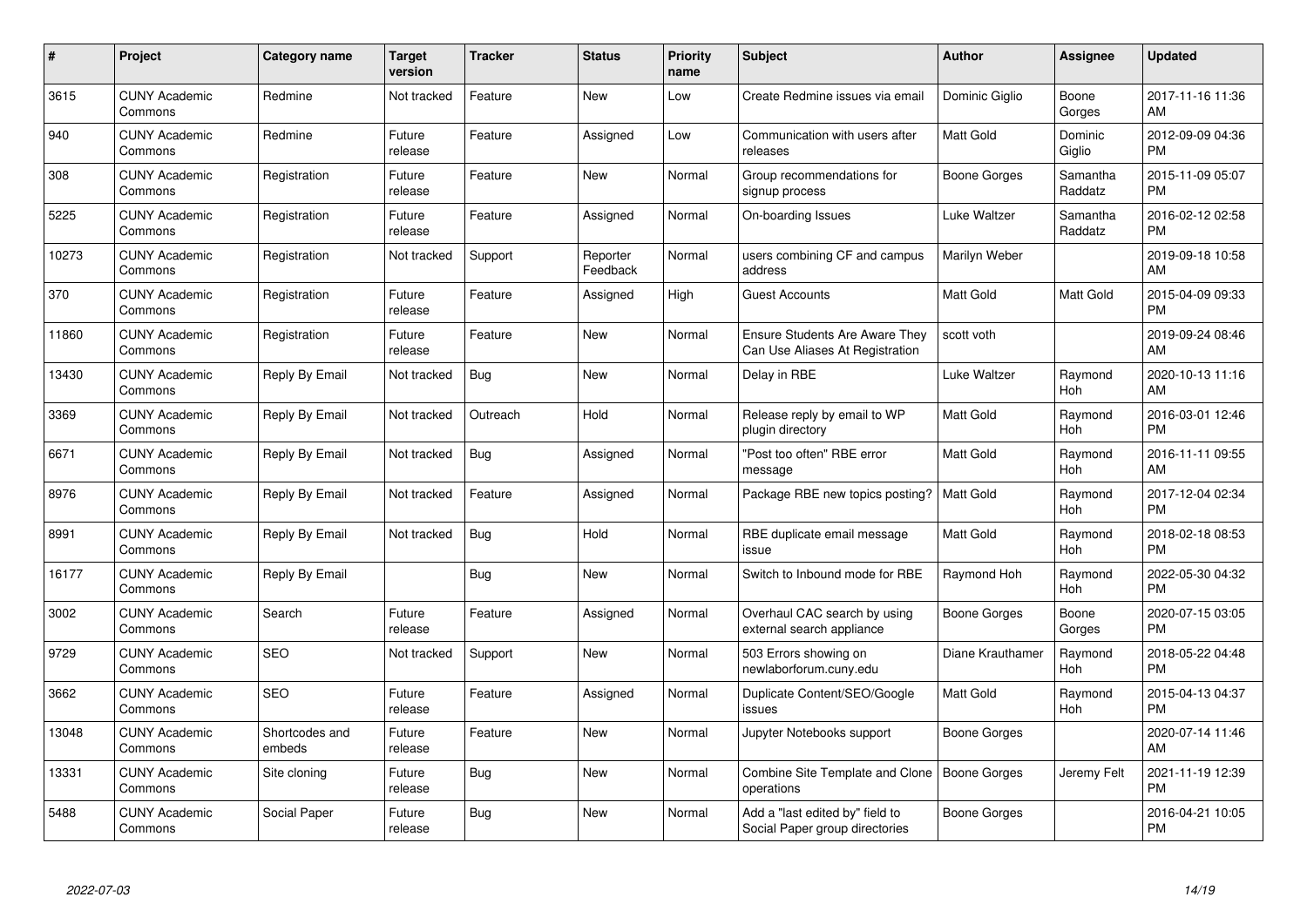| # | Project | Category name | Target version | Tracker | Status | Priority name | Subject | Author | Assignee | Updated |
|---|---|---|---|---|---|---|---|---|---|---|
| 3615 | CUNY Academic Commons | Redmine | Not tracked | Feature | New | Low | Create Redmine issues via email | Dominic Giglio | Boone Gorges | 2017-11-16 11:36 AM |
| 940 | CUNY Academic Commons | Redmine | Future release | Feature | Assigned | Low | Communication with users after releases | Matt Gold | Dominic Giglio | 2012-09-09 04:36 PM |
| 308 | CUNY Academic Commons | Registration | Future release | Feature | New | Normal | Group recommendations for signup process | Boone Gorges | Samantha Raddatz | 2015-11-09 05:07 PM |
| 5225 | CUNY Academic Commons | Registration | Future release | Feature | Assigned | Normal | On-boarding Issues | Luke Waltzer | Samantha Raddatz | 2016-02-12 02:58 PM |
| 10273 | CUNY Academic Commons | Registration | Not tracked | Support | Reporter Feedback | Normal | users combining CF and campus address | Marilyn Weber | | 2019-09-18 10:58 AM |
| 370 | CUNY Academic Commons | Registration | Future release | Feature | Assigned | High | Guest Accounts | Matt Gold | Matt Gold | 2015-04-09 09:33 PM |
| 11860 | CUNY Academic Commons | Registration | Future release | Feature | New | Normal | Ensure Students Are Aware They Can Use Aliases At Registration | scott voth | | 2019-09-24 08:46 AM |
| 13430 | CUNY Academic Commons | Reply By Email | Not tracked | Bug | New | Normal | Delay in RBE | Luke Waltzer | Raymond Hoh | 2020-10-13 11:16 AM |
| 3369 | CUNY Academic Commons | Reply By Email | Not tracked | Outreach | Hold | Normal | Release reply by email to WP plugin directory | Matt Gold | Raymond Hoh | 2016-03-01 12:46 PM |
| 6671 | CUNY Academic Commons | Reply By Email | Not tracked | Bug | Assigned | Normal | "Post too often" RBE error message | Matt Gold | Raymond Hoh | 2016-11-11 09:55 AM |
| 8976 | CUNY Academic Commons | Reply By Email | Not tracked | Feature | Assigned | Normal | Package RBE new topics posting? | Matt Gold | Raymond Hoh | 2017-12-04 02:34 PM |
| 8991 | CUNY Academic Commons | Reply By Email | Not tracked | Bug | Hold | Normal | RBE duplicate email message issue | Matt Gold | Raymond Hoh | 2018-02-18 08:53 PM |
| 16177 | CUNY Academic Commons | Reply By Email | | Bug | New | Normal | Switch to Inbound mode for RBE | Raymond Hoh | Raymond Hoh | 2022-05-30 04:32 PM |
| 3002 | CUNY Academic Commons | Search | Future release | Feature | Assigned | Normal | Overhaul CAC search by using external search appliance | Boone Gorges | Boone Gorges | 2020-07-15 03:05 PM |
| 9729 | CUNY Academic Commons | SEO | Not tracked | Support | New | Normal | 503 Errors showing on newlaborforum.cuny.edu | Diane Krauthamer | Raymond Hoh | 2018-05-22 04:48 PM |
| 3662 | CUNY Academic Commons | SEO | Future release | Feature | Assigned | Normal | Duplicate Content/SEO/Google issues | Matt Gold | Raymond Hoh | 2015-04-13 04:37 PM |
| 13048 | CUNY Academic Commons | Shortcodes and embeds | Future release | Feature | New | Normal | Jupyter Notebooks support | Boone Gorges | | 2020-07-14 11:46 AM |
| 13331 | CUNY Academic Commons | Site cloning | Future release | Bug | New | Normal | Combine Site Template and Clone operations | Boone Gorges | Jeremy Felt | 2021-11-19 12:39 PM |
| 5488 | CUNY Academic Commons | Social Paper | Future release | Bug | New | Normal | Add a "last edited by" field to Social Paper group directories | Boone Gorges | | 2016-04-21 10:05 PM |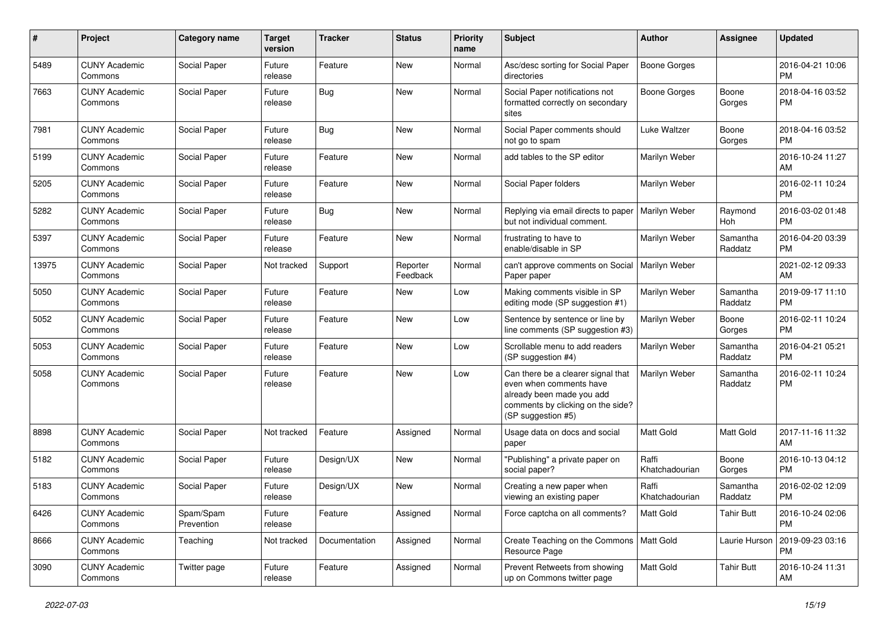| # | Project | Category name | Target version | Tracker | Status | Priority name | Subject | Author | Assignee | Updated |
|---|---|---|---|---|---|---|---|---|---|---|
| 5489 | CUNY Academic Commons | Social Paper | Future release | Feature | New | Normal | Asc/desc sorting for Social Paper directories | Boone Gorges | | 2016-04-21 10:06 PM |
| 7663 | CUNY Academic Commons | Social Paper | Future release | Bug | New | Normal | Social Paper notifications not formatted correctly on secondary sites | Boone Gorges | Boone Gorges | 2018-04-16 03:52 PM |
| 7981 | CUNY Academic Commons | Social Paper | Future release | Bug | New | Normal | Social Paper comments should not go to spam | Luke Waltzer | Boone Gorges | 2018-04-16 03:52 PM |
| 5199 | CUNY Academic Commons | Social Paper | Future release | Feature | New | Normal | add tables to the SP editor | Marilyn Weber | | 2016-10-24 11:27 AM |
| 5205 | CUNY Academic Commons | Social Paper | Future release | Feature | New | Normal | Social Paper folders | Marilyn Weber | | 2016-02-11 10:24 PM |
| 5282 | CUNY Academic Commons | Social Paper | Future release | Bug | New | Normal | Replying via email directs to paper but not individual comment. | Marilyn Weber | Raymond Hoh | 2016-03-02 01:48 PM |
| 5397 | CUNY Academic Commons | Social Paper | Future release | Feature | New | Normal | frustrating to have to enable/disable in SP | Marilyn Weber | Samantha Raddatz | 2016-04-20 03:39 PM |
| 13975 | CUNY Academic Commons | Social Paper | Not tracked | Support | Reporter Feedback | Normal | can't approve comments on Social Paper paper | Marilyn Weber | | 2021-02-12 09:33 AM |
| 5050 | CUNY Academic Commons | Social Paper | Future release | Feature | New | Low | Making comments visible in SP editing mode (SP suggestion #1) | Marilyn Weber | Samantha Raddatz | 2019-09-17 11:10 PM |
| 5052 | CUNY Academic Commons | Social Paper | Future release | Feature | New | Low | Sentence by sentence or line by line comments (SP suggestion #3) | Marilyn Weber | Boone Gorges | 2016-02-11 10:24 PM |
| 5053 | CUNY Academic Commons | Social Paper | Future release | Feature | New | Low | Scrollable menu to add readers (SP suggestion #4) | Marilyn Weber | Samantha Raddatz | 2016-04-21 05:21 PM |
| 5058 | CUNY Academic Commons | Social Paper | Future release | Feature | New | Low | Can there be a clearer signal that even when comments have already been made you add comments by clicking on the side? (SP suggestion #5) | Marilyn Weber | Samantha Raddatz | 2016-02-11 10:24 PM |
| 8898 | CUNY Academic Commons | Social Paper | Not tracked | Feature | Assigned | Normal | Usage data on docs and social paper | Matt Gold | Matt Gold | 2017-11-16 11:32 AM |
| 5182 | CUNY Academic Commons | Social Paper | Future release | Design/UX | New | Normal | "Publishing" a private paper on social paper? | Raffi Khatchadourian | Boone Gorges | 2016-10-13 04:12 PM |
| 5183 | CUNY Academic Commons | Social Paper | Future release | Design/UX | New | Normal | Creating a new paper when viewing an existing paper | Raffi Khatchadourian | Samantha Raddatz | 2016-02-02 12:09 PM |
| 6426 | CUNY Academic Commons | Spam/Spam Prevention | Future release | Feature | Assigned | Normal | Force captcha on all comments? | Matt Gold | Tahir Butt | 2016-10-24 02:06 PM |
| 8666 | CUNY Academic Commons | Teaching | Not tracked | Documentation | Assigned | Normal | Create Teaching on the Commons Resource Page | Matt Gold | Laurie Hurson | 2019-09-23 03:16 PM |
| 3090 | CUNY Academic Commons | Twitter page | Future release | Feature | Assigned | Normal | Prevent Retweets from showing up on Commons twitter page | Matt Gold | Tahir Butt | 2016-10-24 11:31 AM |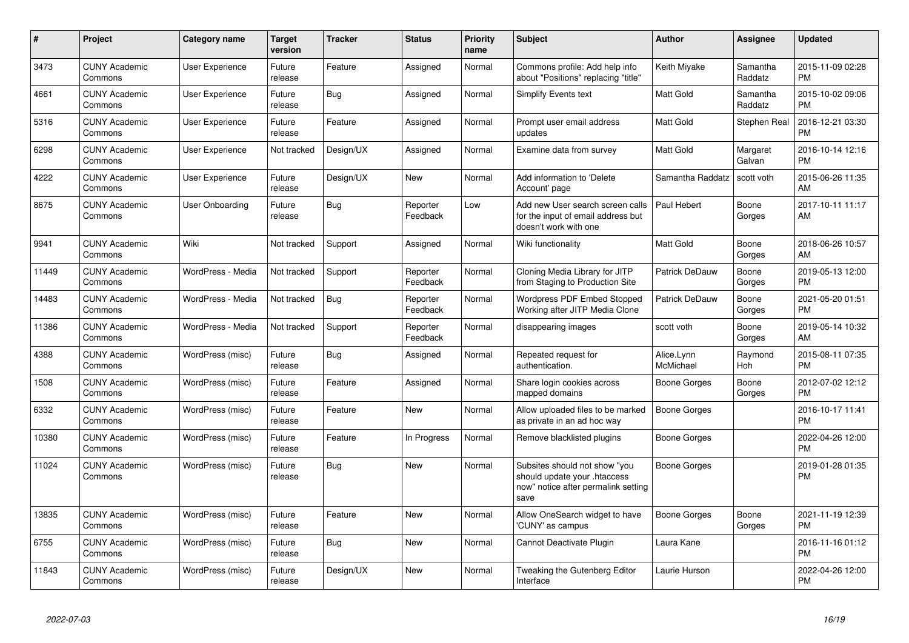| # | Project | Category name | Target version | Tracker | Status | Priority name | Subject | Author | Assignee | Updated |
|---|---|---|---|---|---|---|---|---|---|---|
| 3473 | CUNY Academic Commons | User Experience | Future release | Feature | Assigned | Normal | Commons profile: Add help info about "Positions" replacing "title" | Keith Miyake | Samantha Raddatz | 2015-11-09 02:28 PM |
| 4661 | CUNY Academic Commons | User Experience | Future release | Bug | Assigned | Normal | Simplify Events text | Matt Gold | Samantha Raddatz | 2015-10-02 09:06 PM |
| 5316 | CUNY Academic Commons | User Experience | Future release | Feature | Assigned | Normal | Prompt user email address updates | Matt Gold | Stephen Real | 2016-12-21 03:30 PM |
| 6298 | CUNY Academic Commons | User Experience | Not tracked | Design/UX | Assigned | Normal | Examine data from survey | Matt Gold | Margaret Galvan | 2016-10-14 12:16 PM |
| 4222 | CUNY Academic Commons | User Experience | Future release | Design/UX | New | Normal | Add information to 'Delete Account' page | Samantha Raddatz | scott voth | 2015-06-26 11:35 AM |
| 8675 | CUNY Academic Commons | User Onboarding | Future release | Bug | Reporter Feedback | Low | Add new User search screen calls for the input of email address but doesn't work with one | Paul Hebert | Boone Gorges | 2017-10-11 11:17 AM |
| 9941 | CUNY Academic Commons | Wiki | Not tracked | Support | Assigned | Normal | Wiki functionality | Matt Gold | Boone Gorges | 2018-06-26 10:57 AM |
| 11449 | CUNY Academic Commons | WordPress - Media | Not tracked | Support | Reporter Feedback | Normal | Cloning Media Library for JITP from Staging to Production Site | Patrick DeDauw | Boone Gorges | 2019-05-13 12:00 PM |
| 14483 | CUNY Academic Commons | WordPress - Media | Not tracked | Bug | Reporter Feedback | Normal | Wordpress PDF Embed Stopped Working after JITP Media Clone | Patrick DeDauw | Boone Gorges | 2021-05-20 01:51 PM |
| 11386 | CUNY Academic Commons | WordPress - Media | Not tracked | Support | Reporter Feedback | Normal | disappearing images | scott voth | Boone Gorges | 2019-05-14 10:32 AM |
| 4388 | CUNY Academic Commons | WordPress (misc) | Future release | Bug | Assigned | Normal | Repeated request for authentication. | Alice.Lynn McMichael | Raymond Hoh | 2015-08-11 07:35 PM |
| 1508 | CUNY Academic Commons | WordPress (misc) | Future release | Feature | Assigned | Normal | Share login cookies across mapped domains | Boone Gorges | Boone Gorges | 2012-07-02 12:12 PM |
| 6332 | CUNY Academic Commons | WordPress (misc) | Future release | Feature | New | Normal | Allow uploaded files to be marked as private in an ad hoc way | Boone Gorges | | 2016-10-17 11:41 PM |
| 10380 | CUNY Academic Commons | WordPress (misc) | Future release | Feature | In Progress | Normal | Remove blacklisted plugins | Boone Gorges | | 2022-04-26 12:00 PM |
| 11024 | CUNY Academic Commons | WordPress (misc) | Future release | Bug | New | Normal | Subsites should not show "you should update your .htaccess now" notice after permalink setting save | Boone Gorges | | 2019-01-28 01:35 PM |
| 13835 | CUNY Academic Commons | WordPress (misc) | Future release | Feature | New | Normal | Allow OneSearch widget to have 'CUNY' as campus | Boone Gorges | Boone Gorges | 2021-11-19 12:39 PM |
| 6755 | CUNY Academic Commons | WordPress (misc) | Future release | Bug | New | Normal | Cannot Deactivate Plugin | Laura Kane | | 2016-11-16 01:12 PM |
| 11843 | CUNY Academic Commons | WordPress (misc) | Future release | Design/UX | New | Normal | Tweaking the Gutenberg Editor Interface | Laurie Hurson | | 2022-04-26 12:00 PM |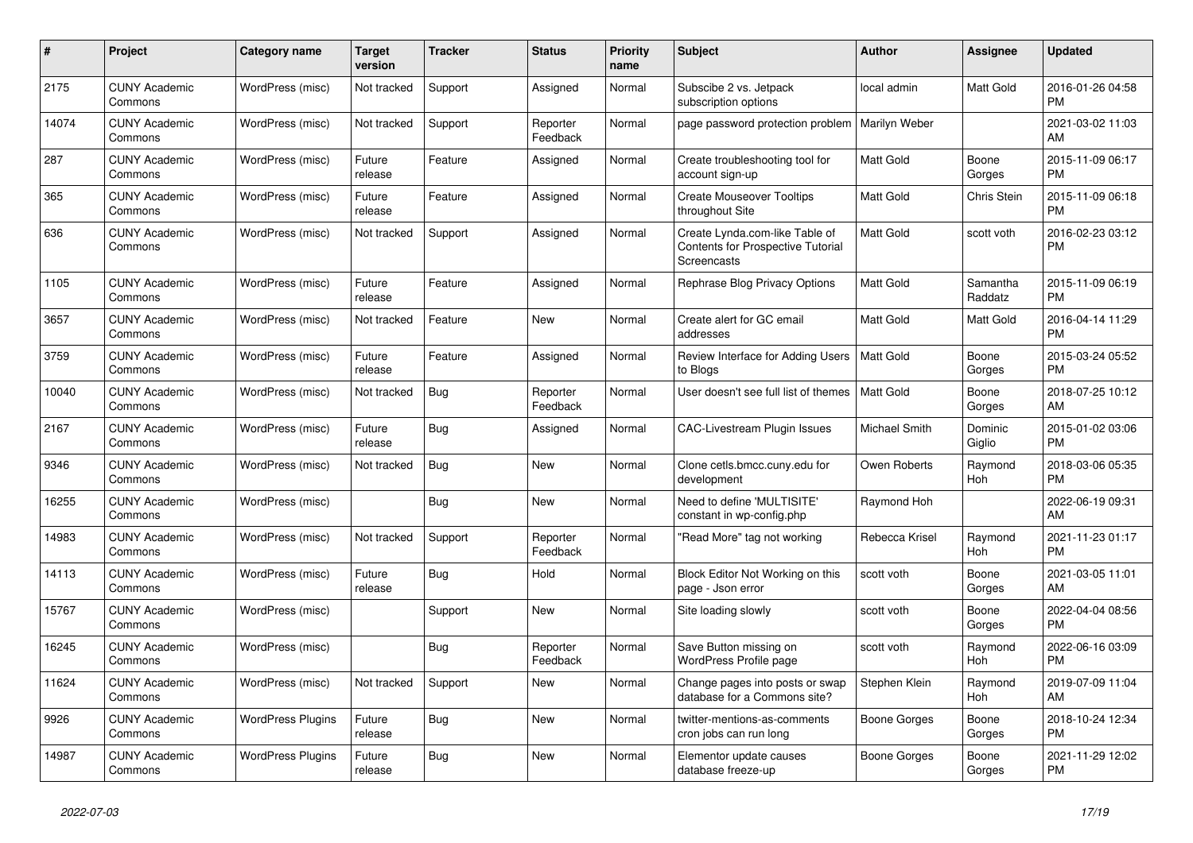| # | Project | Category name | Target version | Tracker | Status | Priority name | Subject | Author | Assignee | Updated |
|---|---|---|---|---|---|---|---|---|---|---|
| 2175 | CUNY Academic Commons | WordPress (misc) | Not tracked | Support | Assigned | Normal | Subscibe 2 vs. Jetpack subscription options | local admin | Matt Gold | 2016-01-26 04:58 PM |
| 14074 | CUNY Academic Commons | WordPress (misc) | Not tracked | Support | Reporter Feedback | Normal | page password protection problem | Marilyn Weber | | 2021-03-02 11:03 AM |
| 287 | CUNY Academic Commons | WordPress (misc) | Future release | Feature | Assigned | Normal | Create troubleshooting tool for account sign-up | Matt Gold | Boone Gorges | 2015-11-09 06:17 PM |
| 365 | CUNY Academic Commons | WordPress (misc) | Future release | Feature | Assigned | Normal | Create Mouseover Tooltips throughout Site | Matt Gold | Chris Stein | 2015-11-09 06:18 PM |
| 636 | CUNY Academic Commons | WordPress (misc) | Not tracked | Support | Assigned | Normal | Create Lynda.com-like Table of Contents for Prospective Tutorial Screencasts | Matt Gold | scott voth | 2016-02-23 03:12 PM |
| 1105 | CUNY Academic Commons | WordPress (misc) | Future release | Feature | Assigned | Normal | Rephrase Blog Privacy Options | Matt Gold | Samantha Raddatz | 2015-11-09 06:19 PM |
| 3657 | CUNY Academic Commons | WordPress (misc) | Not tracked | Feature | New | Normal | Create alert for GC email addresses | Matt Gold | Matt Gold | 2016-04-14 11:29 PM |
| 3759 | CUNY Academic Commons | WordPress (misc) | Future release | Feature | Assigned | Normal | Review Interface for Adding Users to Blogs | Matt Gold | Boone Gorges | 2015-03-24 05:52 PM |
| 10040 | CUNY Academic Commons | WordPress (misc) | Not tracked | Bug | Reporter Feedback | Normal | User doesn't see full list of themes | Matt Gold | Boone Gorges | 2018-07-25 10:12 AM |
| 2167 | CUNY Academic Commons | WordPress (misc) | Future release | Bug | Assigned | Normal | CAC-Livestream Plugin Issues | Michael Smith | Dominic Giglio | 2015-01-02 03:06 PM |
| 9346 | CUNY Academic Commons | WordPress (misc) | Not tracked | Bug | New | Normal | Clone cetls.bmcc.cuny.edu for development | Owen Roberts | Raymond Hoh | 2018-03-06 05:35 PM |
| 16255 | CUNY Academic Commons | WordPress (misc) | | Bug | New | Normal | Need to define 'MULTISITE' constant in wp-config.php | Raymond Hoh | | 2022-06-19 09:31 AM |
| 14983 | CUNY Academic Commons | WordPress (misc) | Not tracked | Support | Reporter Feedback | Normal | "Read More" tag not working | Rebecca Krisel | Raymond Hoh | 2021-11-23 01:17 PM |
| 14113 | CUNY Academic Commons | WordPress (misc) | Future release | Bug | Hold | Normal | Block Editor Not Working on this page - Json error | scott voth | Boone Gorges | 2021-03-05 11:01 AM |
| 15767 | CUNY Academic Commons | WordPress (misc) | | Support | New | Normal | Site loading slowly | scott voth | Boone Gorges | 2022-04-04 08:56 PM |
| 16245 | CUNY Academic Commons | WordPress (misc) | | Bug | Reporter Feedback | Normal | Save Button missing on WordPress Profile page | scott voth | Raymond Hoh | 2022-06-16 03:09 PM |
| 11624 | CUNY Academic Commons | WordPress (misc) | Not tracked | Support | New | Normal | Change pages into posts or swap database for a Commons site? | Stephen Klein | Raymond Hoh | 2019-07-09 11:04 AM |
| 9926 | CUNY Academic Commons | WordPress Plugins | Future release | Bug | New | Normal | twitter-mentions-as-comments cron jobs can run long | Boone Gorges | Boone Gorges | 2018-10-24 12:34 PM |
| 14987 | CUNY Academic Commons | WordPress Plugins | Future release | Bug | New | Normal | Elementor update causes database freeze-up | Boone Gorges | Boone Gorges | 2021-11-29 12:02 PM |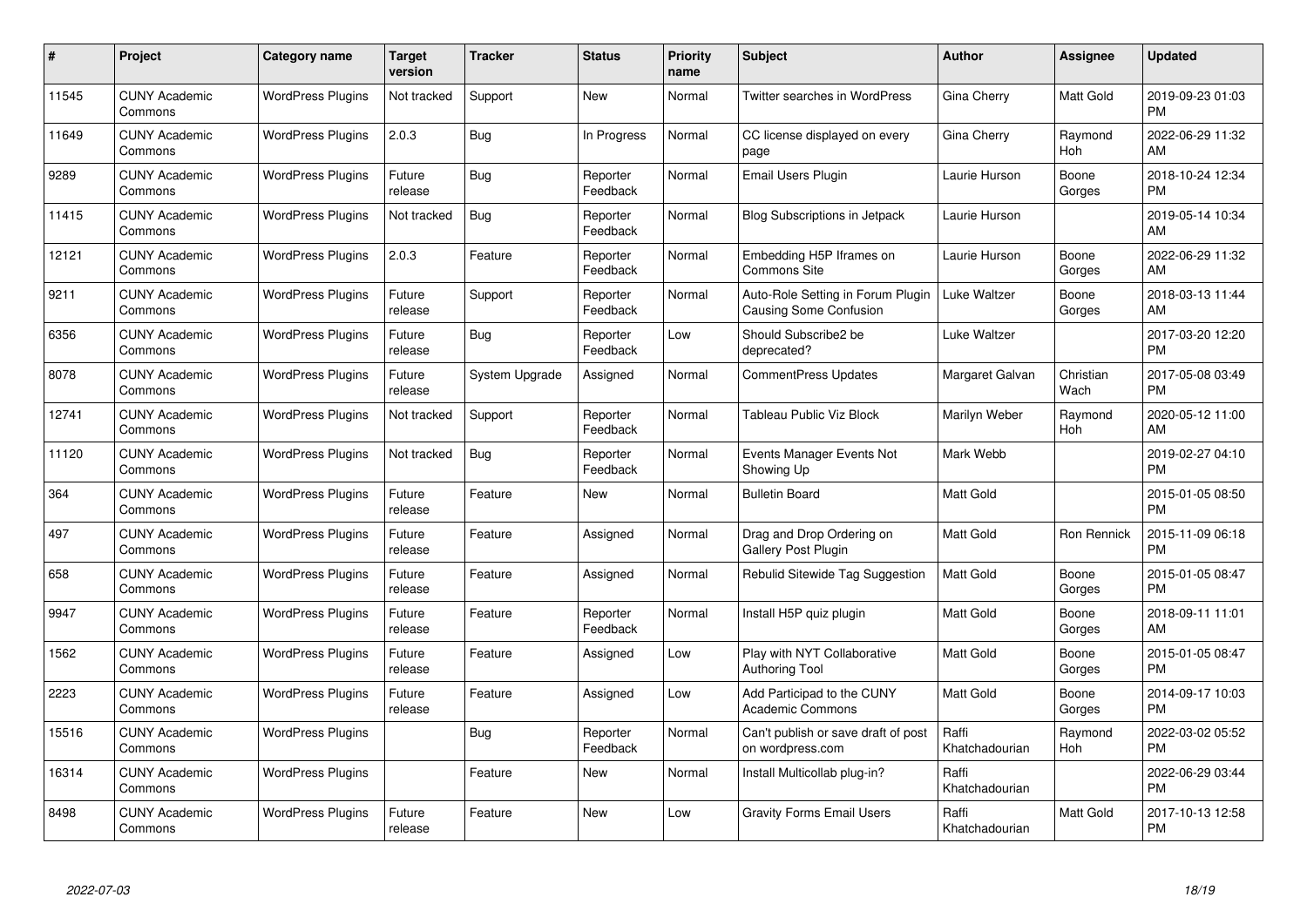| # | Project | Category name | Target version | Tracker | Status | Priority name | Subject | Author | Assignee | Updated |
|---|---|---|---|---|---|---|---|---|---|---|
| 11545 | CUNY Academic Commons | WordPress Plugins | Not tracked | Support | New | Normal | Twitter searches in WordPress | Gina Cherry | Matt Gold | 2019-09-23 01:03 PM |
| 11649 | CUNY Academic Commons | WordPress Plugins | 2.0.3 | Bug | In Progress | Normal | CC license displayed on every page | Gina Cherry | Raymond Hoh | 2022-06-29 11:32 AM |
| 9289 | CUNY Academic Commons | WordPress Plugins | Future release | Bug | Reporter Feedback | Normal | Email Users Plugin | Laurie Hurson | Boone Gorges | 2018-10-24 12:34 PM |
| 11415 | CUNY Academic Commons | WordPress Plugins | Not tracked | Bug | Reporter Feedback | Normal | Blog Subscriptions in Jetpack | Laurie Hurson | | 2019-05-14 10:34 AM |
| 12121 | CUNY Academic Commons | WordPress Plugins | 2.0.3 | Feature | Reporter Feedback | Normal | Embedding H5P Iframes on Commons Site | Laurie Hurson | Boone Gorges | 2022-06-29 11:32 AM |
| 9211 | CUNY Academic Commons | WordPress Plugins | Future release | Support | Reporter Feedback | Normal | Auto-Role Setting in Forum Plugin Causing Some Confusion | Luke Waltzer | Boone Gorges | 2018-03-13 11:44 AM |
| 6356 | CUNY Academic Commons | WordPress Plugins | Future release | Bug | Reporter Feedback | Low | Should Subscribe2 be deprecated? | Luke Waltzer | | 2017-03-20 12:20 PM |
| 8078 | CUNY Academic Commons | WordPress Plugins | Future release | System Upgrade | Assigned | Normal | CommentPress Updates | Margaret Galvan | Christian Wach | 2017-05-08 03:49 PM |
| 12741 | CUNY Academic Commons | WordPress Plugins | Not tracked | Support | Reporter Feedback | Normal | Tableau Public Viz Block | Marilyn Weber | Raymond Hoh | 2020-05-12 11:00 AM |
| 11120 | CUNY Academic Commons | WordPress Plugins | Not tracked | Bug | Reporter Feedback | Normal | Events Manager Events Not Showing Up | Mark Webb | | 2019-02-27 04:10 PM |
| 364 | CUNY Academic Commons | WordPress Plugins | Future release | Feature | New | Normal | Bulletin Board | Matt Gold | | 2015-01-05 08:50 PM |
| 497 | CUNY Academic Commons | WordPress Plugins | Future release | Feature | Assigned | Normal | Drag and Drop Ordering on Gallery Post Plugin | Matt Gold | Ron Rennick | 2015-11-09 06:18 PM |
| 658 | CUNY Academic Commons | WordPress Plugins | Future release | Feature | Assigned | Normal | Rebulid Sitewide Tag Suggestion | Matt Gold | Boone Gorges | 2015-01-05 08:47 PM |
| 9947 | CUNY Academic Commons | WordPress Plugins | Future release | Feature | Reporter Feedback | Normal | Install H5P quiz plugin | Matt Gold | Boone Gorges | 2018-09-11 11:01 AM |
| 1562 | CUNY Academic Commons | WordPress Plugins | Future release | Feature | Assigned | Low | Play with NYT Collaborative Authoring Tool | Matt Gold | Boone Gorges | 2015-01-05 08:47 PM |
| 2223 | CUNY Academic Commons | WordPress Plugins | Future release | Feature | Assigned | Low | Add Participad to the CUNY Academic Commons | Matt Gold | Boone Gorges | 2014-09-17 10:03 PM |
| 15516 | CUNY Academic Commons | WordPress Plugins | | Bug | Reporter Feedback | Normal | Can't publish or save draft of post on wordpress.com | Raffi Khatchadourian | Raymond Hoh | 2022-03-02 05:52 PM |
| 16314 | CUNY Academic Commons | WordPress Plugins | | Feature | New | Normal | Install Multicollab plug-in? | Raffi Khatchadourian | | 2022-06-29 03:44 PM |
| 8498 | CUNY Academic Commons | WordPress Plugins | Future release | Feature | New | Low | Gravity Forms Email Users | Raffi Khatchadourian | Matt Gold | 2017-10-13 12:58 PM |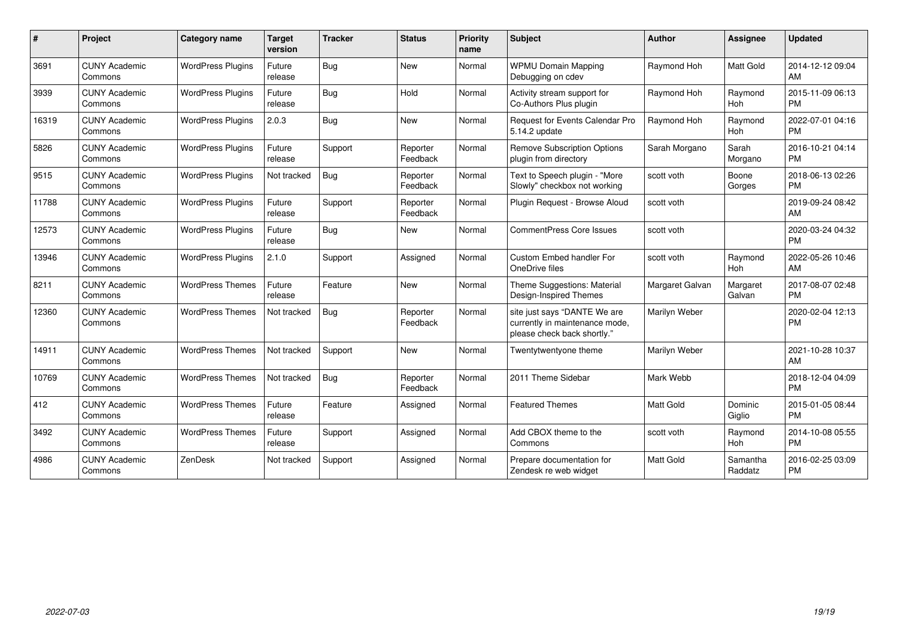| # | Project | Category name | Target version | Tracker | Status | Priority name | Subject | Author | Assignee | Updated |
|---|---|---|---|---|---|---|---|---|---|---|
| 3691 | CUNY Academic Commons | WordPress Plugins | Future release | Bug | New | Normal | WPMU Domain Mapping Debugging on cdev | Raymond Hoh | Matt Gold | 2014-12-12 09:04 AM |
| 3939 | CUNY Academic Commons | WordPress Plugins | Future release | Bug | Hold | Normal | Activity stream support for Co-Authors Plus plugin | Raymond Hoh | Raymond Hoh | 2015-11-09 06:13 PM |
| 16319 | CUNY Academic Commons | WordPress Plugins | 2.0.3 | Bug | New | Normal | Request for Events Calendar Pro 5.14.2 update | Raymond Hoh | Raymond Hoh | 2022-07-01 04:16 PM |
| 5826 | CUNY Academic Commons | WordPress Plugins | Future release | Support | Reporter Feedback | Normal | Remove Subscription Options plugin from directory | Sarah Morgano | Sarah Morgano | 2016-10-21 04:14 PM |
| 9515 | CUNY Academic Commons | WordPress Plugins | Not tracked | Bug | Reporter Feedback | Normal | Text to Speech plugin - "More Slowly" checkbox not working | scott voth | Boone Gorges | 2018-06-13 02:26 PM |
| 11788 | CUNY Academic Commons | WordPress Plugins | Future release | Support | Reporter Feedback | Normal | Plugin Request - Browse Aloud | scott voth | | 2019-09-24 08:42 AM |
| 12573 | CUNY Academic Commons | WordPress Plugins | Future release | Bug | New | Normal | CommentPress Core Issues | scott voth | | 2020-03-24 04:32 PM |
| 13946 | CUNY Academic Commons | WordPress Plugins | 2.1.0 | Support | Assigned | Normal | Custom Embed handler For OneDrive files | scott voth | Raymond Hoh | 2022-05-26 10:46 AM |
| 8211 | CUNY Academic Commons | WordPress Themes | Future release | Feature | New | Normal | Theme Suggestions: Material Design-Inspired Themes | Margaret Galvan | Margaret Galvan | 2017-08-07 02:48 PM |
| 12360 | CUNY Academic Commons | WordPress Themes | Not tracked | Bug | Reporter Feedback | Normal | site just says "DANTE We are currently in maintenance mode, please check back shortly." | Marilyn Weber | | 2020-02-04 12:13 PM |
| 14911 | CUNY Academic Commons | WordPress Themes | Not tracked | Support | New | Normal | Twentytwentyone theme | Marilyn Weber | | 2021-10-28 10:37 AM |
| 10769 | CUNY Academic Commons | WordPress Themes | Not tracked | Bug | Reporter Feedback | Normal | 2011 Theme Sidebar | Mark Webb | | 2018-12-04 04:09 PM |
| 412 | CUNY Academic Commons | WordPress Themes | Future release | Feature | Assigned | Normal | Featured Themes | Matt Gold | Dominic Giglio | 2015-01-05 08:44 PM |
| 3492 | CUNY Academic Commons | WordPress Themes | Future release | Support | Assigned | Normal | Add CBOX theme to the Commons | scott voth | Raymond Hoh | 2014-10-08 05:55 PM |
| 4986 | CUNY Academic Commons | ZenDesk | Not tracked | Support | Assigned | Normal | Prepare documentation for Zendesk re web widget | Matt Gold | Samantha Raddatz | 2016-02-25 03:09 PM |